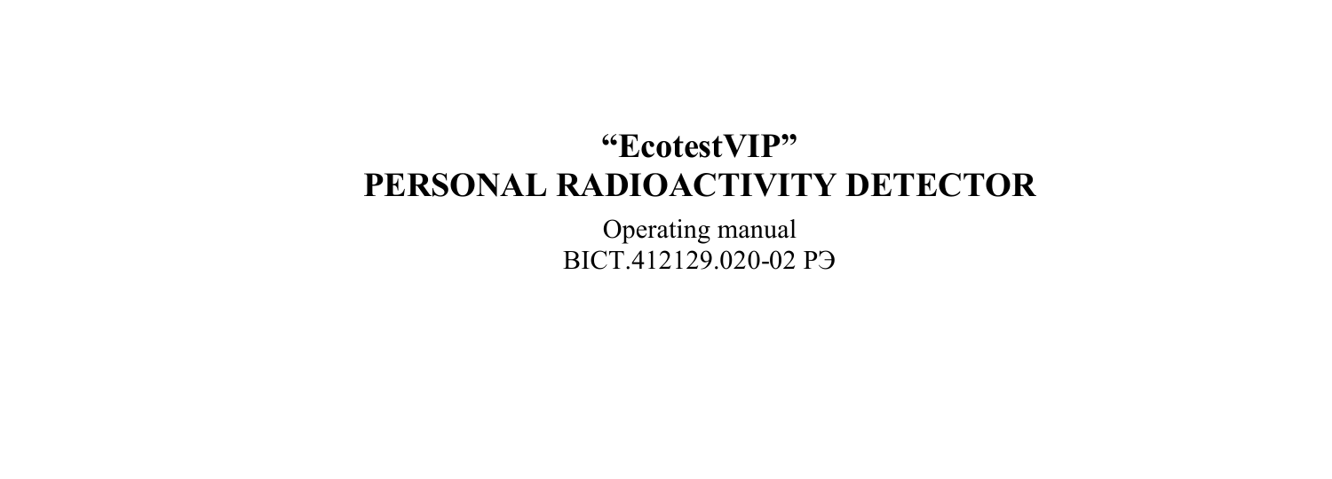# "EcotestVIP"
# PERSONAL RADIOACTIVITY DETECTOR

Operating manual
ВІСТ.412129.020-02 РЭ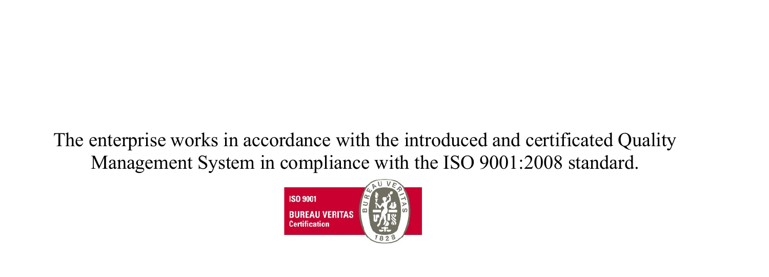The enterprise works in accordance with the introduced and certificated Quality Management System in compliance with the ISO 9001:2008 standard.

ISO 9001
BUREAU VERITAS
Certification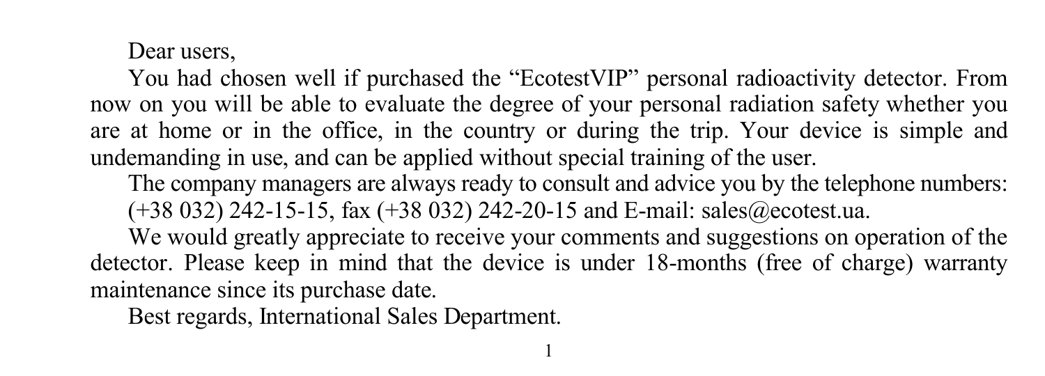Dear users,

You had chosen well if purchased the "EcotestVIP" personal radioactivity detector. From now on you will be able to evaluate the degree of your personal radiation safety whether you are at home or in the office, in the country or during the trip. Your device is simple and undemanding in use, and can be applied without special training of the user.

The company managers are always ready to consult and advice you by the telephone numbers: (+38 032) 242-15-15, fax (+38 032) 242-20-15 and E-mail: sales@ecotest.ua.

We would greatly appreciate to receive your comments and suggestions on operation of the detector. Please keep in mind that the device is under 18-months (free of charge) warranty maintenance since its purchase date.

Best regards, International Sales Department.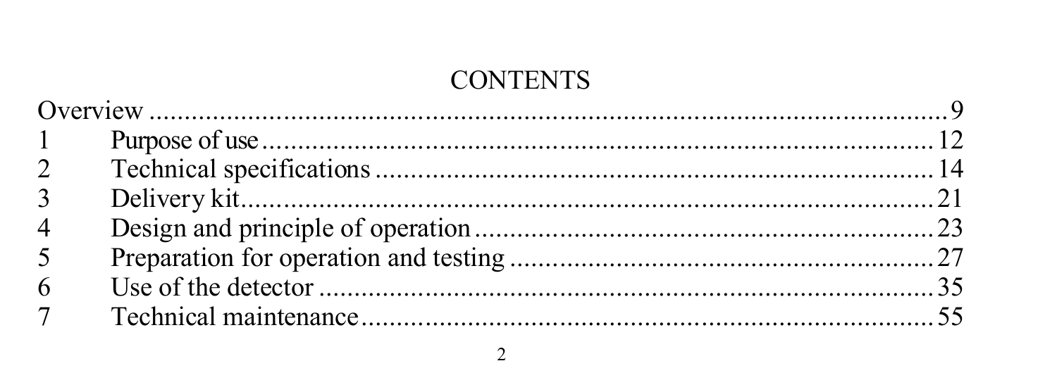# CONTENTS

| | | |
|---|---|---|
| Overview | | 9 |
| 1 | Purpose of use | 12 |
| 2 | Technical specifications | 14 |
| 3 | Delivery kit | 21 |
| 4 | Design and principle of operation | 23 |
| 5 | Preparation for operation and testing | 27 |
| 6 | Use of the detector | 35 |
| 7 | Technical maintenance | 55 |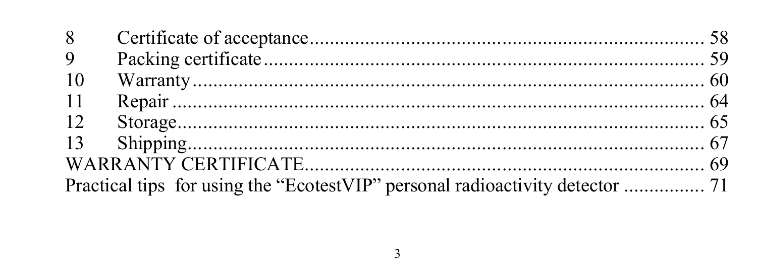8 Certificate of acceptance ........................................................................ 58
9 Packing certificate ........................................................................ 59
10 Warranty ........................................................................ 60
11 Repair ........................................................................ 64
12 Storage ........................................................................ 65
13 Shipping ........................................................................ 67
WARRANTY CERTIFICATE ........................................................................ 69
Practical tips for using the "EcotestVIP" personal radioactivity detector ............... 71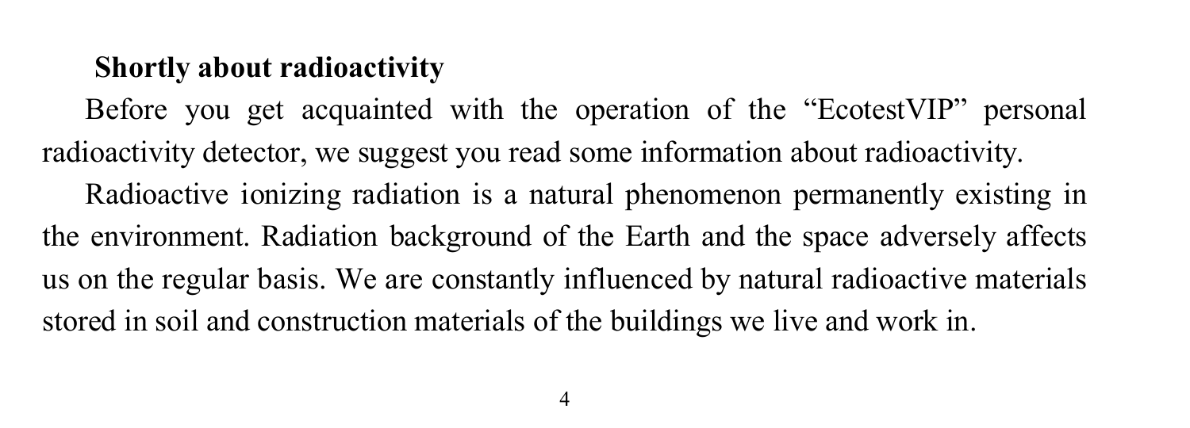## Shortly about radioactivity

Before you get acquainted with the operation of the "EcotestVIP" personal radioactivity detector, we suggest you read some information about radioactivity.

Radioactive ionizing radiation is a natural phenomenon permanently existing in the environment. Radiation background of the Earth and the space adversely affects us on the regular basis. We are constantly influenced by natural radioactive materials stored in soil and construction materials of the buildings we live and work in.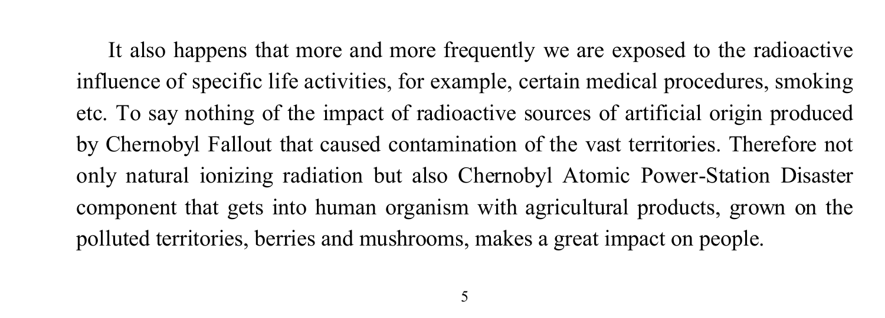It also happens that more and more frequently we are exposed to the radioactive influence of specific life activities, for example, certain medical procedures, smoking etc. To say nothing of the impact of radioactive sources of artificial origin produced by Chernobyl Fallout that caused contamination of the vast territories. Therefore not only natural ionizing radiation but also Chernobyl Atomic Power-Station Disaster component that gets into human organism with agricultural products, grown on the polluted territories, berries and mushrooms, makes a great impact on people.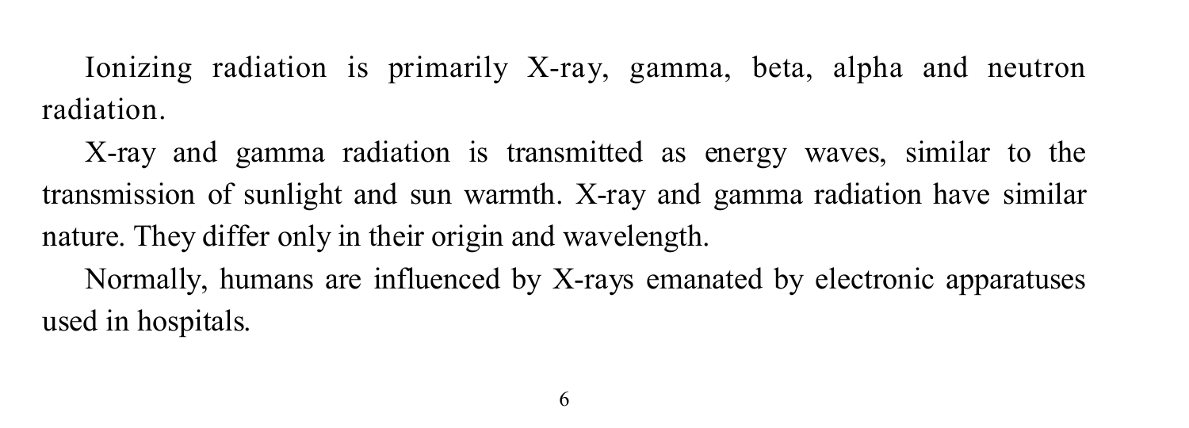Ionizing radiation is primarily X-ray, gamma, beta, alpha and neutron radiation.

X-ray and gamma radiation is transmitted as energy waves, similar to the transmission of sunlight and sun warmth. X-ray and gamma radiation have similar nature. They differ only in their origin and wavelength.

Normally, humans are influenced by X-rays emanated by electronic apparatuses used in hospitals.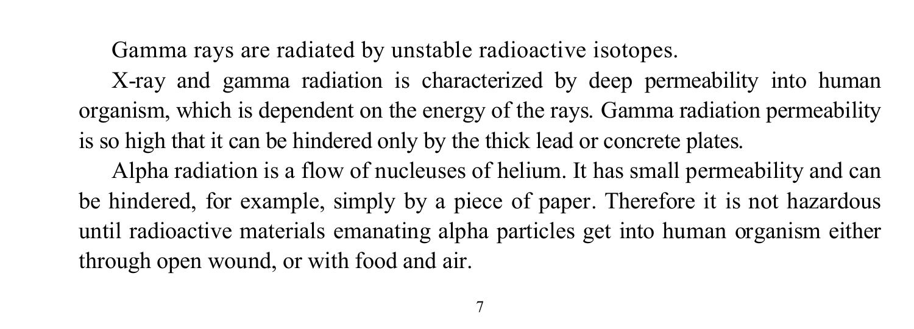Gamma rays are radiated by unstable radioactive isotopes.

X-ray and gamma radiation is characterized by deep permeability into human organism, which is dependent on the energy of the rays. Gamma radiation permeability is so high that it can be hindered only by the thick lead or concrete plates.

Alpha radiation is a flow of nucleuses of helium. It has small permeability and can be hindered, for example, simply by a piece of paper. Therefore it is not hazardous until radioactive materials emanating alpha particles get into human organism either through open wound, or with food and air.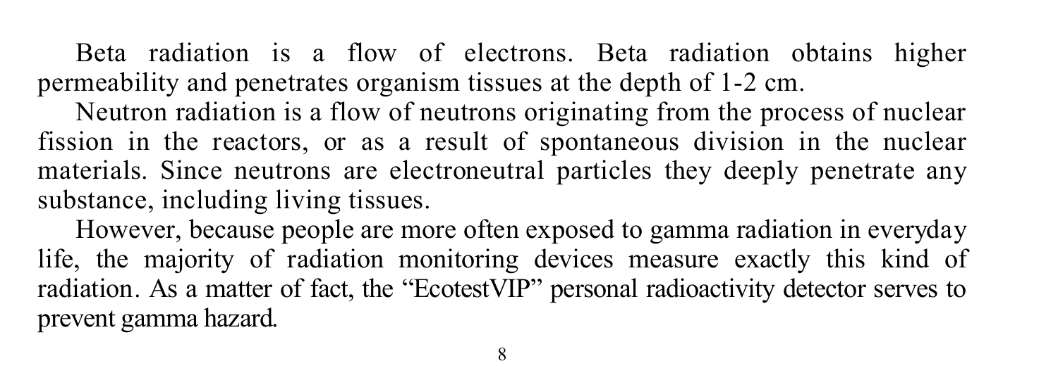Beta radiation is a flow of electrons. Beta radiation obtains higher permeability and penetrates organism tissues at the depth of 1-2 cm.

Neutron radiation is a flow of neutrons originating from the process of nuclear fission in the reactors, or as a result of spontaneous division in the nuclear materials. Since neutrons are electroneutral particles they deeply penetrate any substance, including living tissues.

However, because people are more often exposed to gamma radiation in everyday life, the majority of radiation monitoring devices measure exactly this kind of radiation. As a matter of fact, the "EcotestVIP" personal radioactivity detector serves to prevent gamma hazard.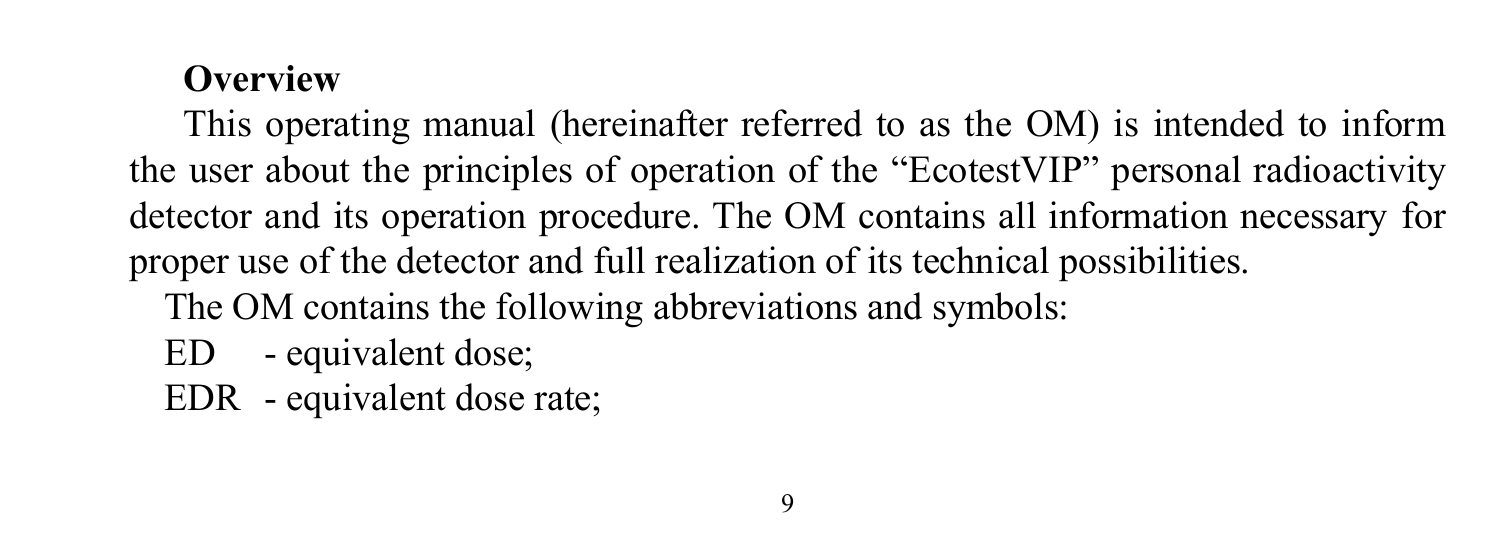## Overview

This operating manual (hereinafter referred to as the OM) is intended to inform the user about the principles of operation of the “EcotestVIP” personal radioactivity detector and its operation procedure. The OM contains all information necessary for proper use of the detector and full realization of its technical possibilities.

The OM contains the following abbreviations and symbols:

ED - equivalent dose;

EDR - equivalent dose rate;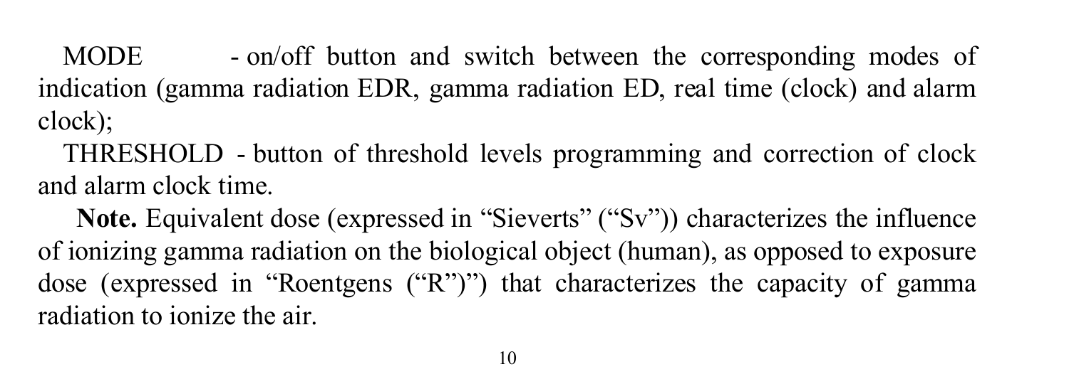MODE - on/off button and switch between the corresponding modes of indication (gamma radiation EDR, gamma radiation ED, real time (clock) and alarm clock);

THRESHOLD - button of threshold levels programming and correction of clock and alarm clock time.

**Note.** Equivalent dose (expressed in “Sieverts” (“Sv”)) characterizes the influence of ionizing gamma radiation on the biological object (human), as opposed to exposure dose (expressed in “Roentgens (“R”)”) that characterizes the capacity of gamma radiation to ionize the air.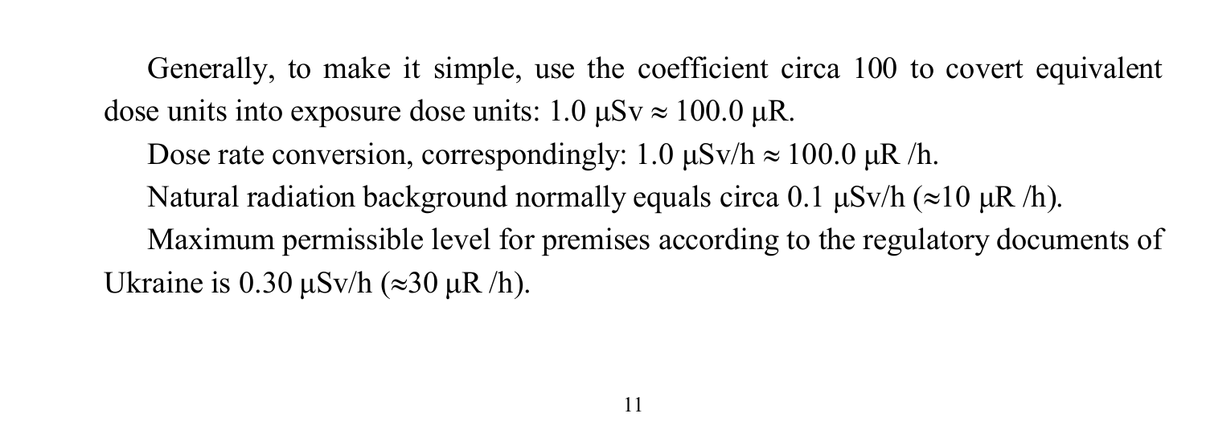Generally, to make it simple, use the coefficient circa 100 to covert equivalent dose units into exposure dose units: 1.0 μSv ≈ 100.0 μR.

Dose rate conversion, correspondingly: 1.0 μSv/h ≈ 100.0 μR /h.

Natural radiation background normally equals circa 0.1 μSv/h (≈10 μR /h).

Maximum permissible level for premises according to the regulatory documents of Ukraine is 0.30 μSv/h (≈30 μR /h).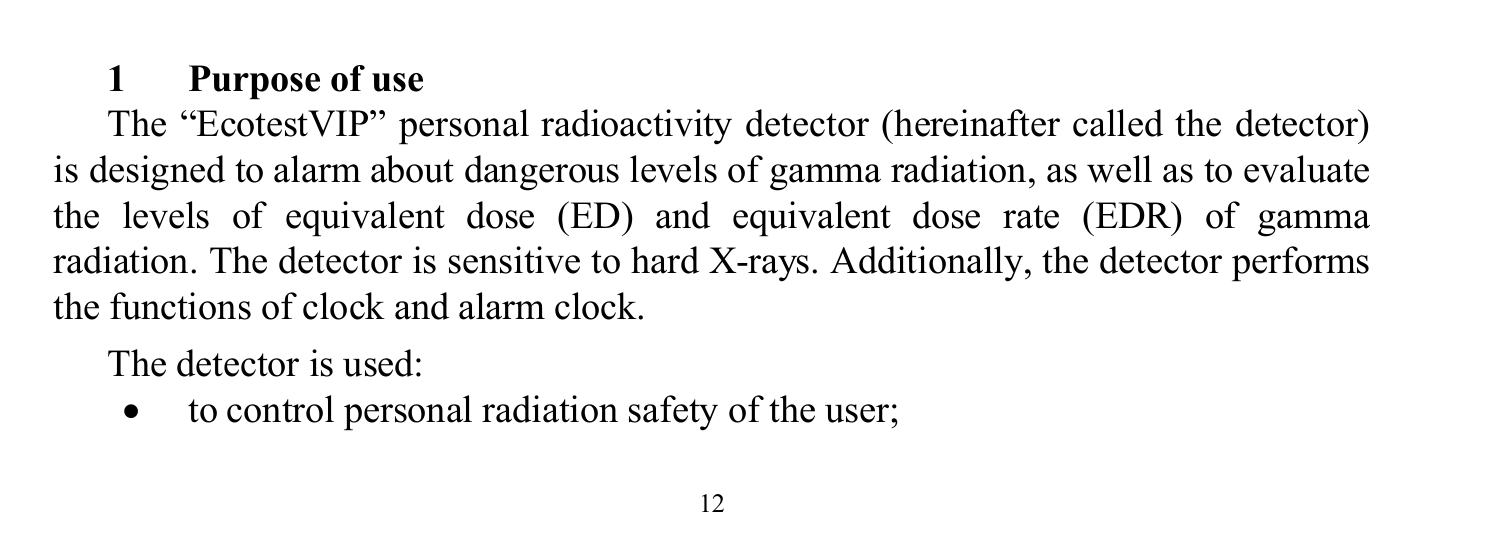# 1 Purpose of use

The “EcotestVIP” personal radioactivity detector (hereinafter called the detector) is designed to alarm about dangerous levels of gamma radiation, as well as to evaluate the levels of equivalent dose (ED) and equivalent dose rate (EDR) of gamma radiation. The detector is sensitive to hard X-rays. Additionally, the detector performs the functions of clock and alarm clock.

The detector is used:

- to control personal radiation safety of the user;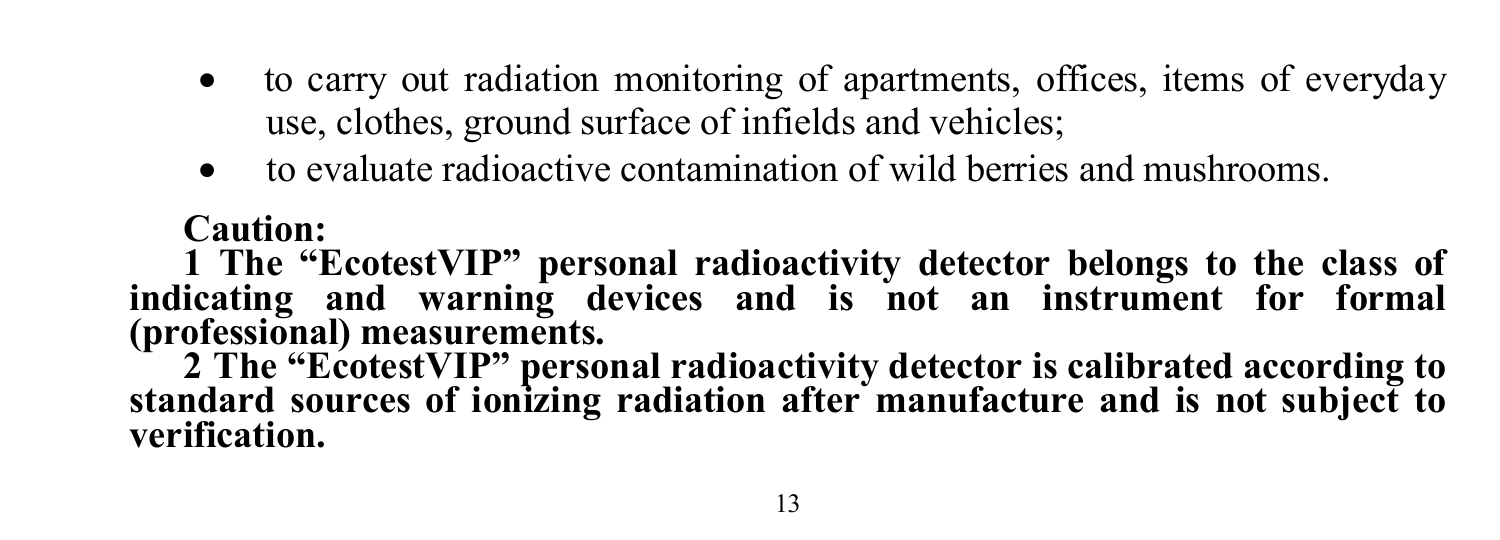- to carry out radiation monitoring of apartments, offices, items of everyday use, clothes, ground surface of infields and vehicles;
- to evaluate radioactive contamination of wild berries and mushrooms.

**Caution:**

**1 The “EcotestVIP” personal radioactivity detector belongs to the class of indicating and warning devices and is not an instrument for formal (professional) measurements.**

**2 The “EcotestVIP” personal radioactivity detector is calibrated according to standard sources of ionizing radiation after manufacture and is not subject to verification.**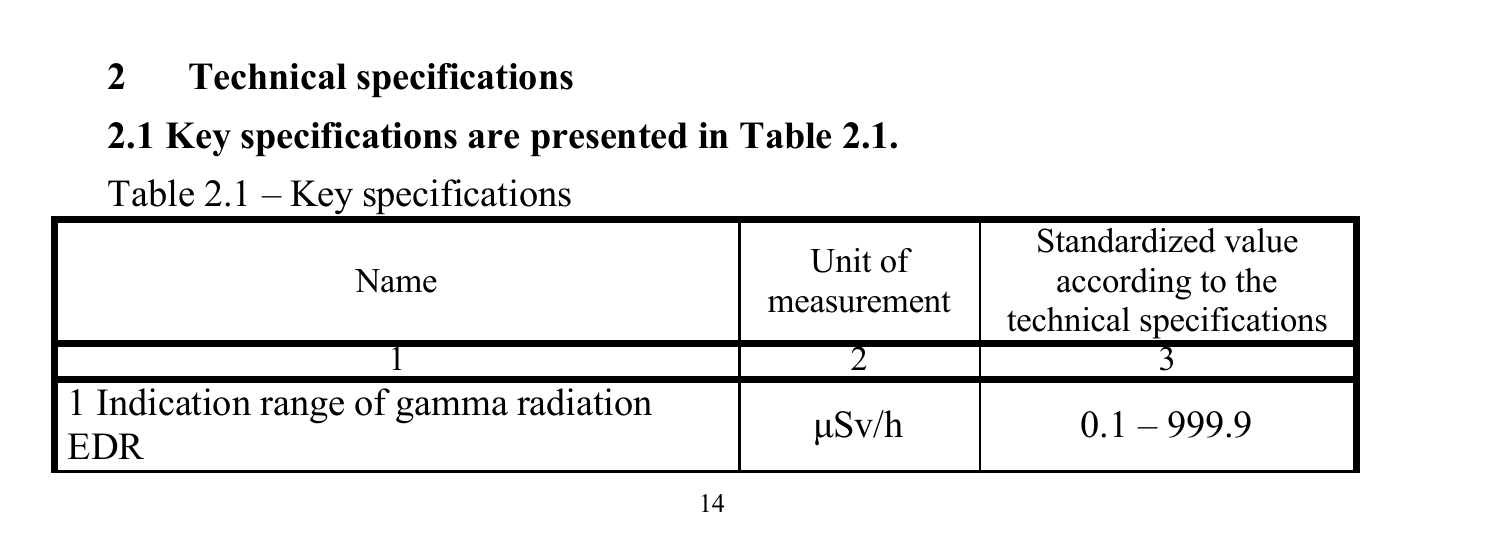# 2 Technical specifications

## 2.1 Key specifications are presented in Table 2.1.

Table 2.1 – Key specifications

| Name | Unit of measurement | Standardized value according to the technical specifications |
|---|---|---|
| 1 | 2 | 3 |
| 1 Indication range of gamma radiation EDR | μSv/h | 0.1 – 999.9 |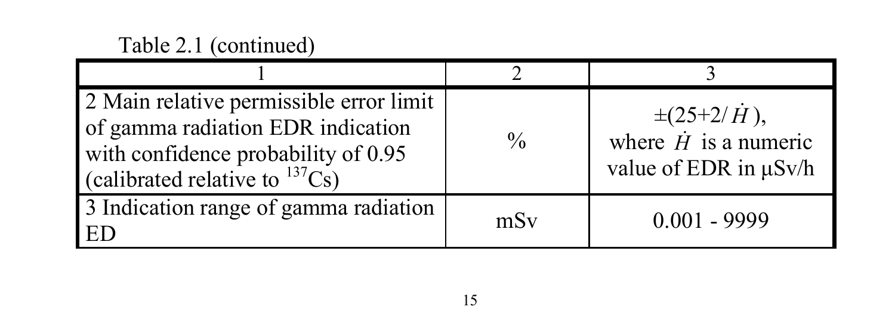Table 2.1 (continued)

| 1 | 2 | 3 |
|---|---|---|
| 2 Main relative permissible error limit of gamma radiation EDR indication with confidence probability of 0.95 (calibrated relative to $^{137}Cs$) | % | $\pm(25+2/\dot{H})$, where $\dot{H}$ is a numeric value of EDR in μSv/h |
| 3 Indication range of gamma radiation ED | mSv | 0.001 - 9999 |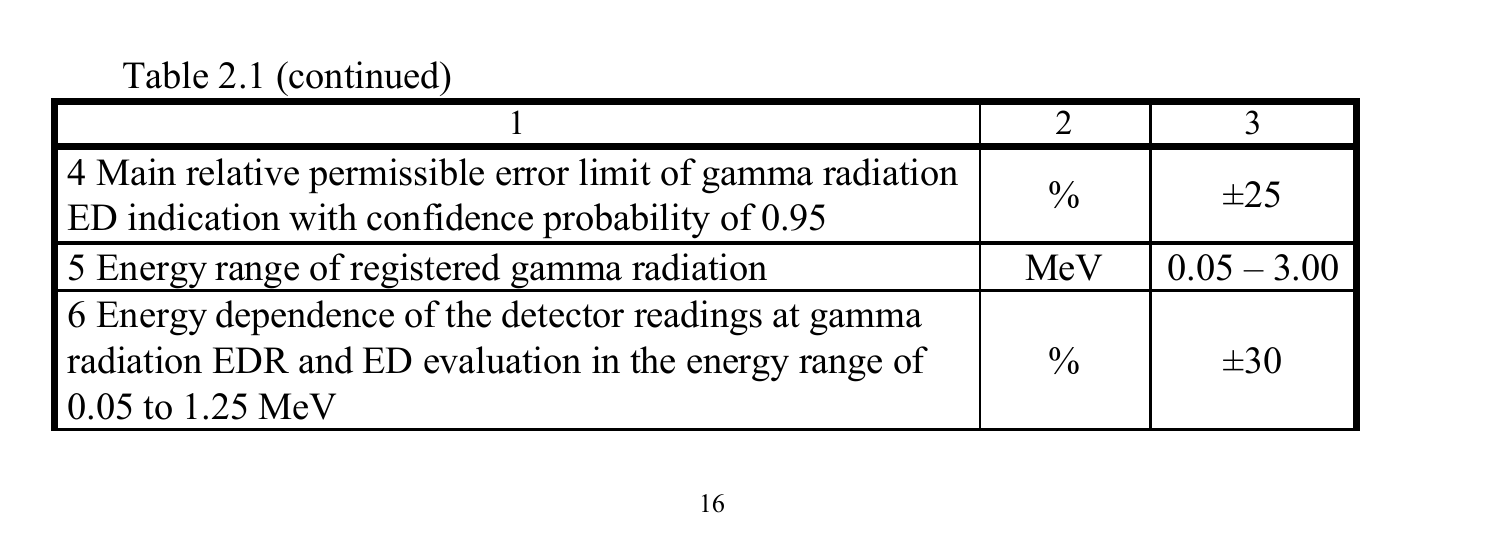Table 2.1 (continued)

| 1 | 2 | 3 |
|---|---|---|
| 4 Main relative permissible error limit of gamma radiation ED indication with confidence probability of 0.95 | % | ±25 |
| 5 Energy range of registered gamma radiation | MeV | 0.05 – 3.00 |
| 6 Energy dependence of the detector readings at gamma radiation EDR and ED evaluation in the energy range of 0.05 to 1.25 MeV | % | ±30 |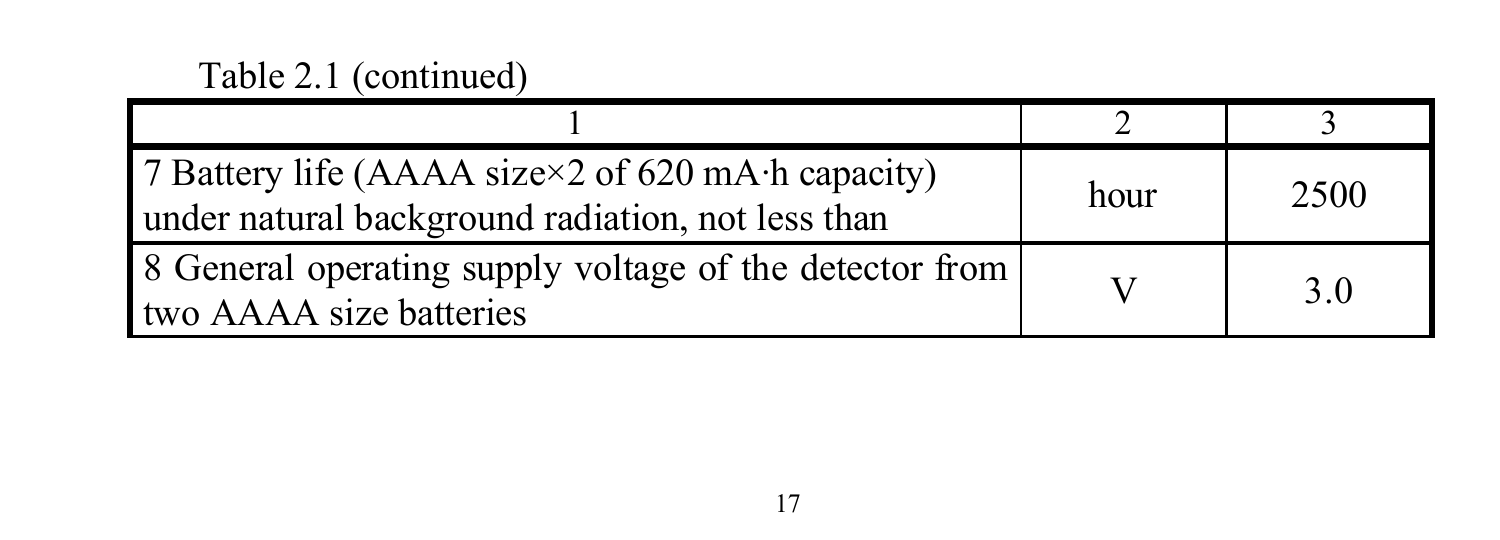Table 2.1 (continued)

| 1 | 2 | 3 |
|---|---|---|
| 7 Battery life (AAAA size×2 of 620 mA·h capacity) under natural background radiation, not less than | hour | 2500 |
| 8 General operating supply voltage of the detector from two AAAA size batteries | V | 3.0 |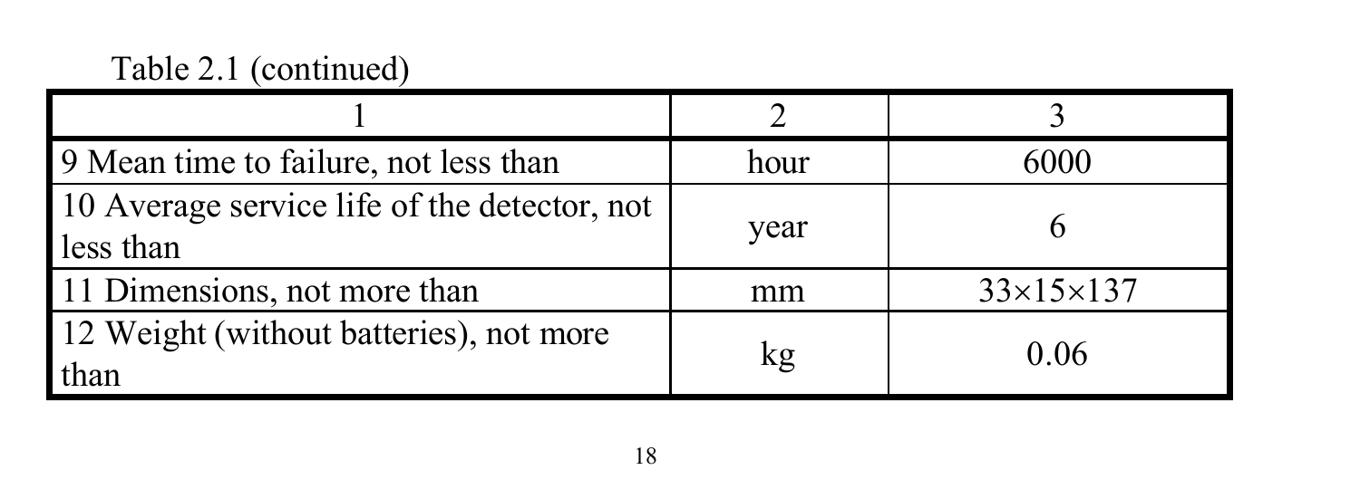Table 2.1 (continued)

| 1 | 2 | 3 |
|---|---|---|
| 9 Mean time to failure, not less than | hour | 6000 |
| 10 Average service life of the detector, not less than | year | 6 |
| 11 Dimensions, not more than | mm | 33×15×137 |
| 12 Weight (without batteries), not more than | kg | 0.06 |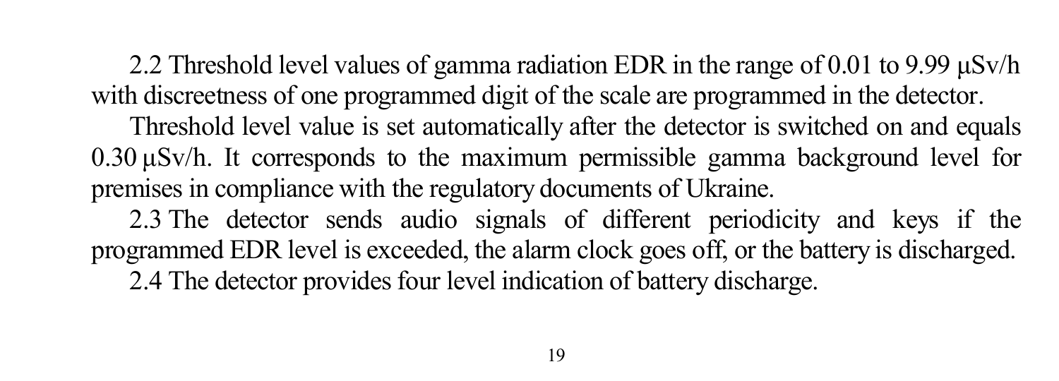2.2 Threshold level values of gamma radiation EDR in the range of 0.01 to 9.99 μSv/h with discreetness of one programmed digit of the scale are programmed in the detector.

Threshold level value is set automatically after the detector is switched on and equals 0.30 μSv/h. It corresponds to the maximum permissible gamma background level for premises in compliance with the regulatory documents of Ukraine.

2.3 The detector sends audio signals of different periodicity and keys if the programmed EDR level is exceeded, the alarm clock goes off, or the battery is discharged.

2.4 The detector provides four level indication of battery discharge.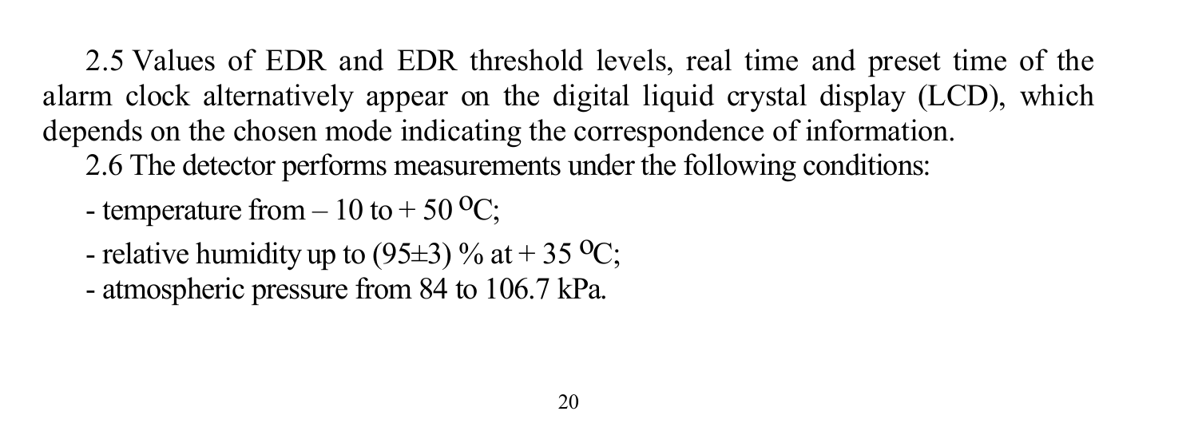2.5 Values of EDR and EDR threshold levels, real time and preset time of the alarm clock alternatively appear on the digital liquid crystal display (LCD), which depends on the chosen mode indicating the correspondence of information.

2.6 The detector performs measurements under the following conditions:

- temperature from – 10 to + 50 $^{O}$C;
- relative humidity up to (95±3) % at + 35 $^{O}$C;
- atmospheric pressure from 84 to 106.7 kPa.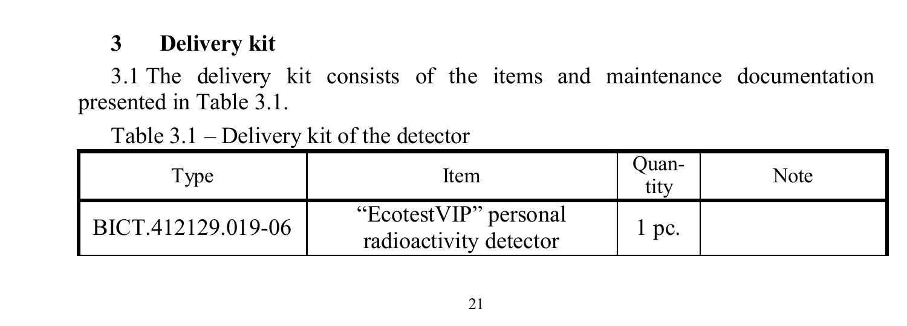# 3 Delivery kit

3.1 The delivery kit consists of the items and maintenance documentation presented in Table 3.1.

Table 3.1 – Delivery kit of the detector

| Type | Item | Quan-tity | Note |
|---|---|---|---|
| BICT.412129.019-06 | “EcotestVIP” personal radioactivity detector | 1 pc. | |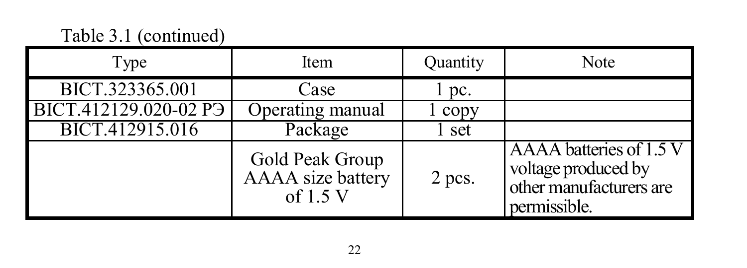Table 3.1 (continued)

| Type | Item | Quantity | Note |
|---|---|---|---|
| BICT.323365.001 | Case | 1 pc. | |
| BICT.412129.020-02 РЭ | Operating manual | 1 copy | |
| BICT.412915.016 | Package | 1 set | |
| | Gold Peak Group AAAA size battery of 1.5 V | 2 pcs. | AAAA batteries of 1.5 V voltage produced by other manufacturers are permissible. |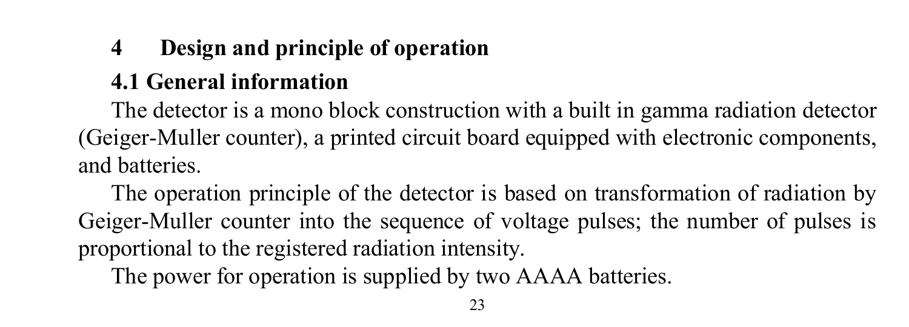# 4 Design and principle of operation

## 4.1 General information

The detector is a mono block construction with a built in gamma radiation detector (Geiger-Muller counter), a printed circuit board equipped with electronic components, and batteries.

The operation principle of the detector is based on transformation of radiation by Geiger-Muller counter into the sequence of voltage pulses; the number of pulses is proportional to the registered radiation intensity.

The power for operation is supplied by two AAAA batteries.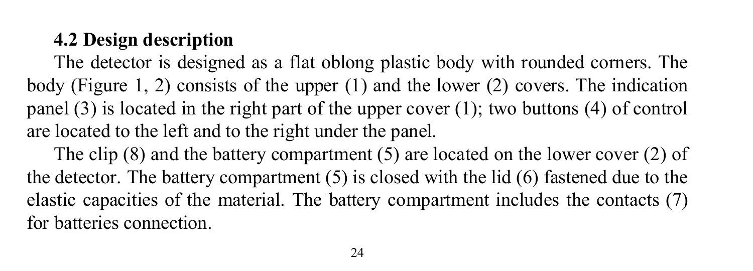### 4.2 Design description

The detector is designed as a flat oblong plastic body with rounded corners. The body (Figure 1, 2) consists of the upper (1) and the lower (2) covers. The indication panel (3) is located in the right part of the upper cover (1); two buttons (4) of control are located to the left and to the right under the panel.

The clip (8) and the battery compartment (5) are located on the lower cover (2) of the detector. The battery compartment (5) is closed with the lid (6) fastened due to the elastic capacities of the material. The battery compartment includes the contacts (7) for batteries connection.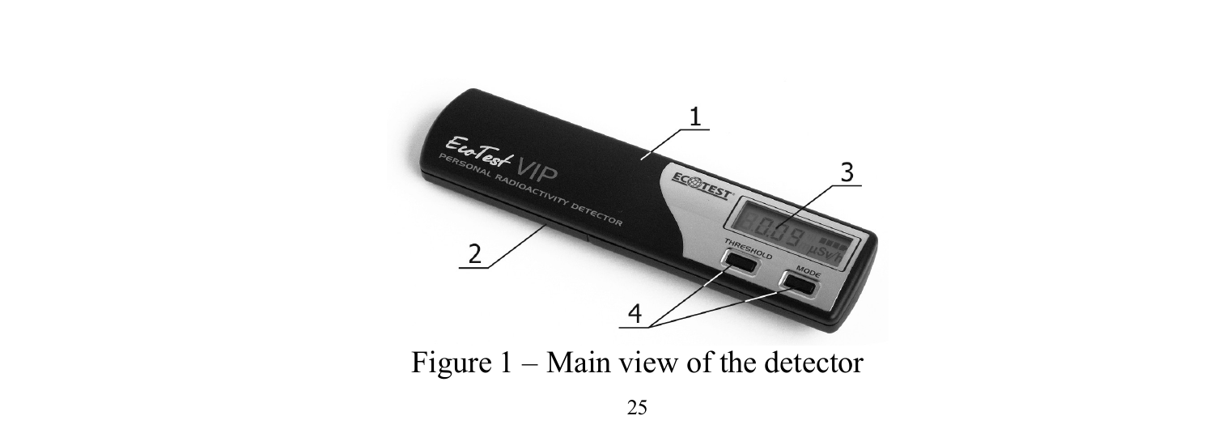Figure 1 – Main view of the detector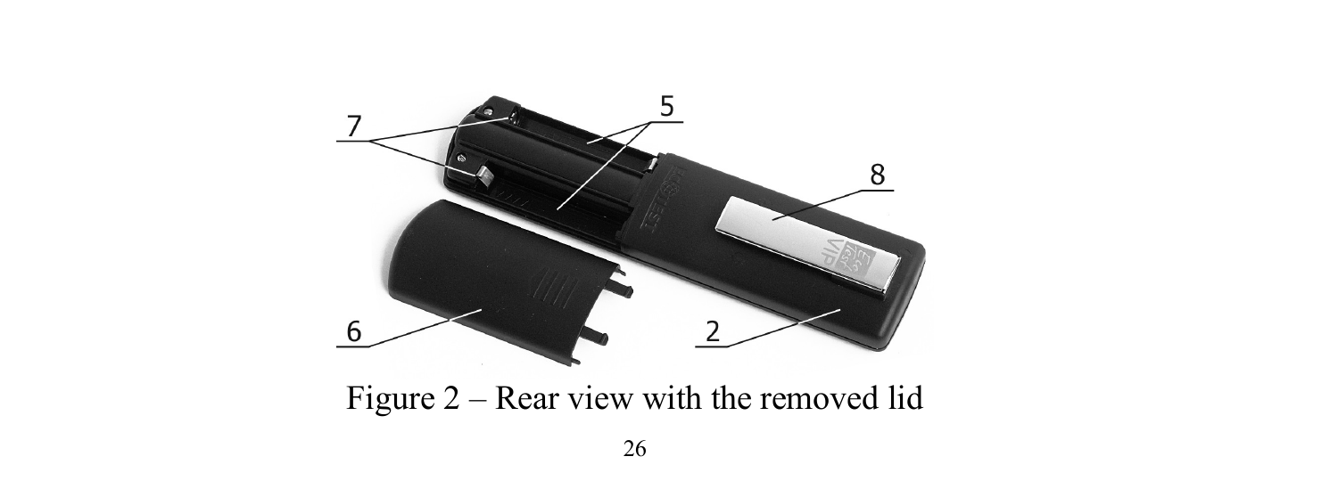Figure 2 – Rear view with the removed lid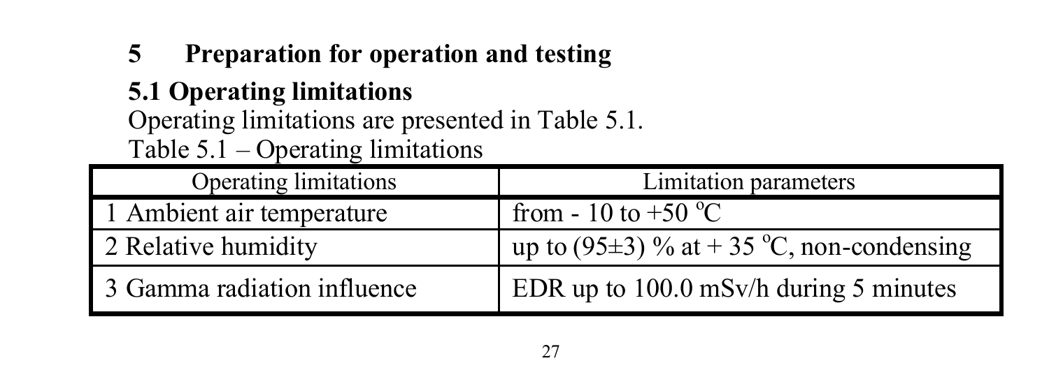# 5 Preparation for operation and testing

## 5.1 Operating limitations

Operating limitations are presented in Table 5.1.

Table 5.1 – Operating limitations

| Operating limitations | Limitation parameters |
|---|---|
| 1 Ambient air temperature | from - 10 to +50 °C |
| 2 Relative humidity | up to (95±3) % at + 35 °C, non-condensing |
| 3 Gamma radiation influence | EDR up to 100.0 mSv/h during 5 minutes |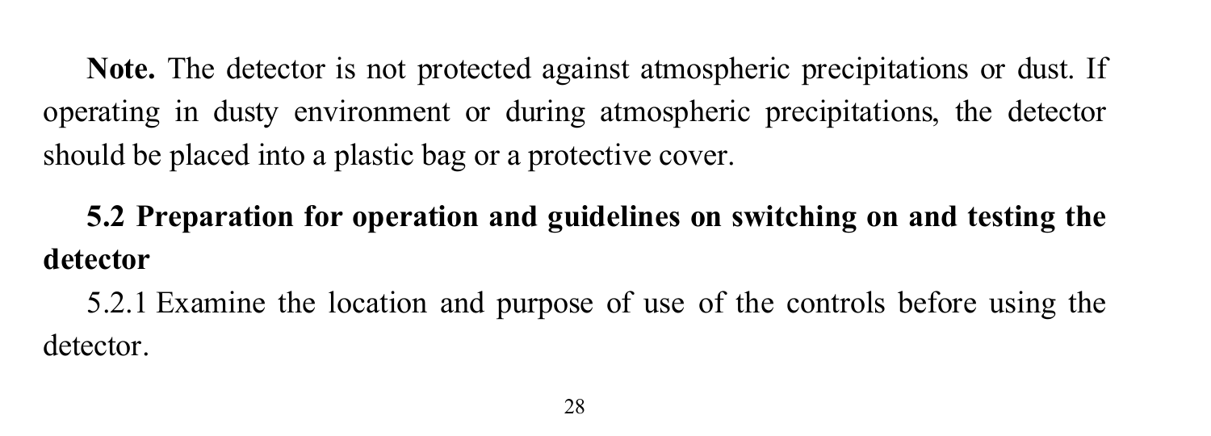**Note.** The detector is not protected against atmospheric precipitations or dust. If operating in dusty environment or during atmospheric precipitations, the detector should be placed into a plastic bag or a protective cover.

## 5.2 Preparation for operation and guidelines on switching on and testing the detector

5.2.1 Examine the location and purpose of use of the controls before using the detector.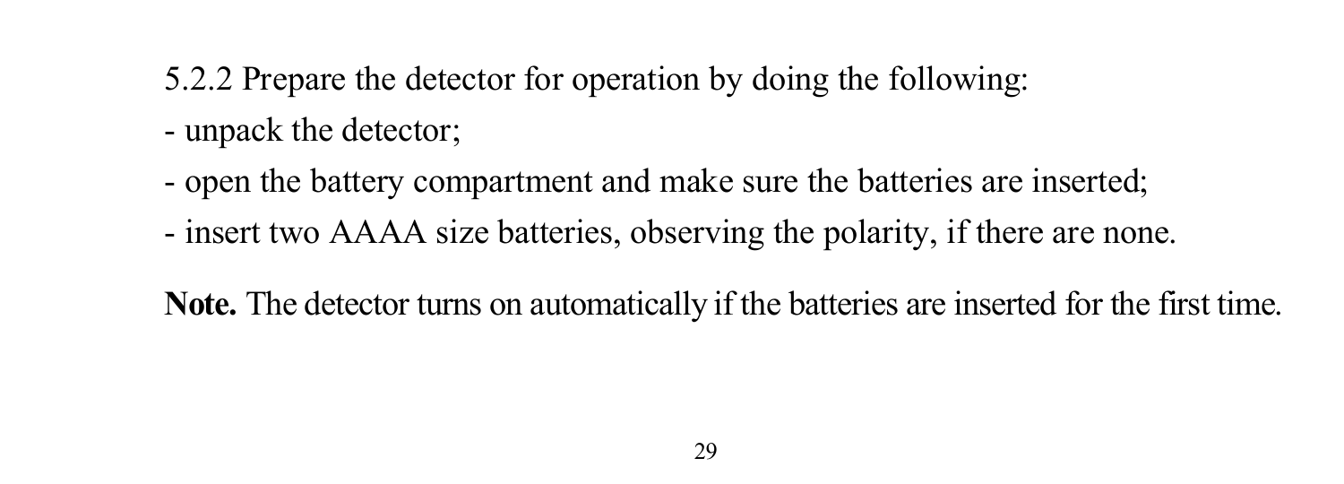5.2.2 Prepare the detector for operation by doing the following:

- unpack the detector;
- open the battery compartment and make sure the batteries are inserted;
- insert two AAAA size batteries, observing the polarity, if there are none.

**Note.** The detector turns on automatically if the batteries are inserted for the first time.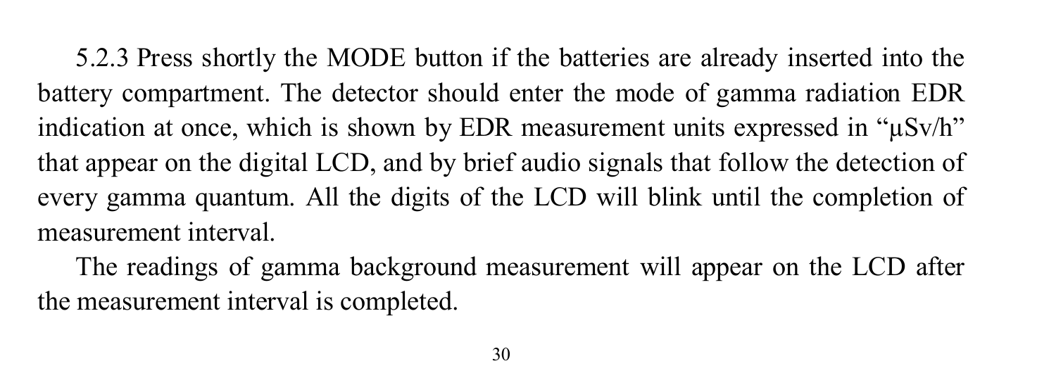5.2.3 Press shortly the MODE button if the batteries are already inserted into the battery compartment. The detector should enter the mode of gamma radiation EDR indication at once, which is shown by EDR measurement units expressed in “μSv/h” that appear on the digital LCD, and by brief audio signals that follow the detection of every gamma quantum. All the digits of the LCD will blink until the completion of measurement interval.

The readings of gamma background measurement will appear on the LCD after the measurement interval is completed.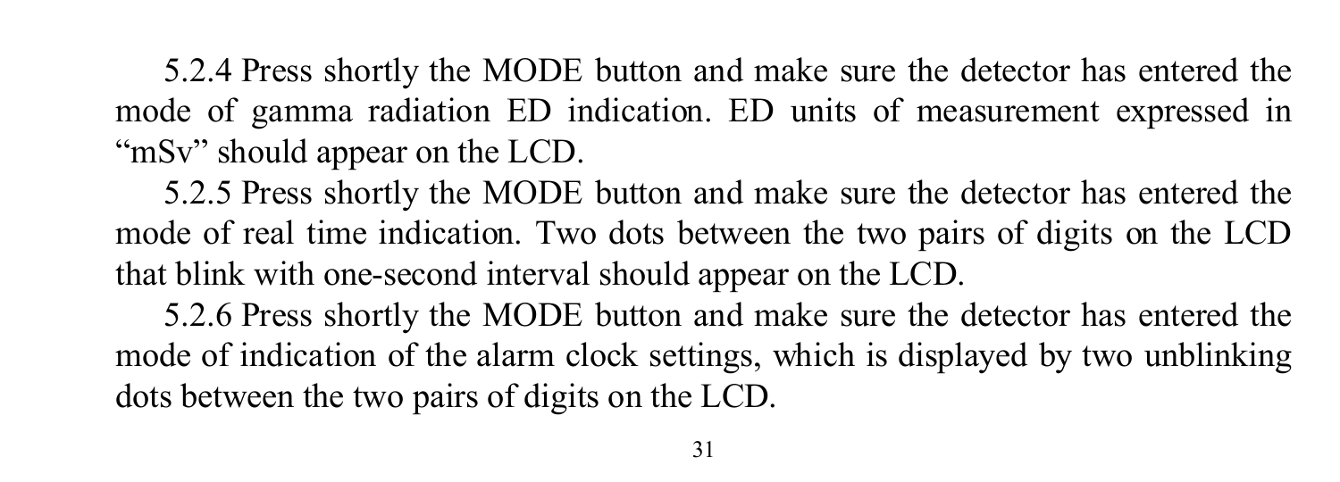5.2.4 Press shortly the MODE button and make sure the detector has entered the mode of gamma radiation ED indication. ED units of measurement expressed in "mSv" should appear on the LCD.

5.2.5 Press shortly the MODE button and make sure the detector has entered the mode of real time indication. Two dots between the two pairs of digits on the LCD that blink with one-second interval should appear on the LCD.

5.2.6 Press shortly the MODE button and make sure the detector has entered the mode of indication of the alarm clock settings, which is displayed by two unblinking dots between the two pairs of digits on the LCD.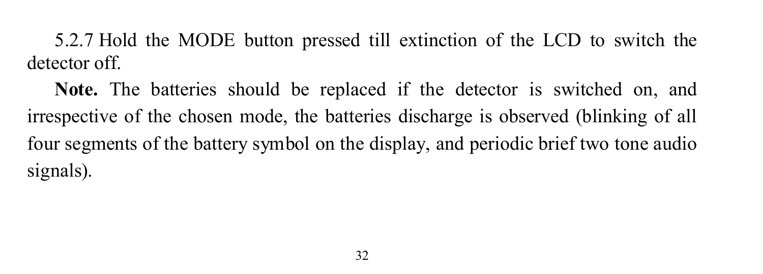5.2.7 Hold the MODE button pressed till extinction of the LCD to switch the detector off.

**Note.** The batteries should be replaced if the detector is switched on, and irrespective of the chosen mode, the batteries discharge is observed (blinking of all four segments of the battery symbol on the display, and periodic brief two tone audio signals).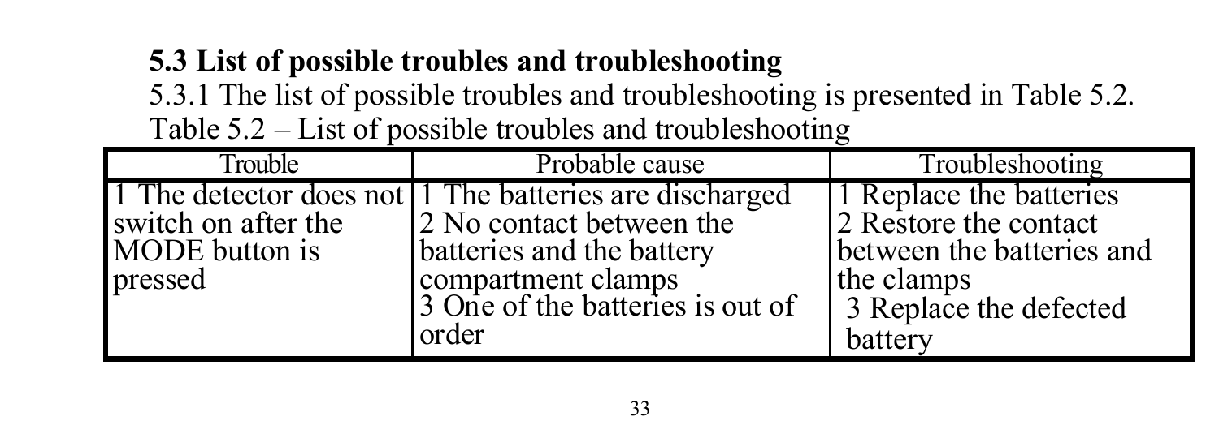### 5.3 List of possible troubles and troubleshooting

5.3.1 The list of possible troubles and troubleshooting is presented in Table 5.2.

Table 5.2 – List of possible troubles and troubleshooting

| Trouble | Probable cause | Troubleshooting |
|---|---|---|
| 1 The detector does not switch on after the MODE button is pressed | 1 The batteries are discharged<br>2 No contact between the batteries and the battery compartment clamps<br>3 One of the batteries is out of order | 1 Replace the batteries<br>2 Restore the contact between the batteries and the clamps<br>3 Replace the defected battery |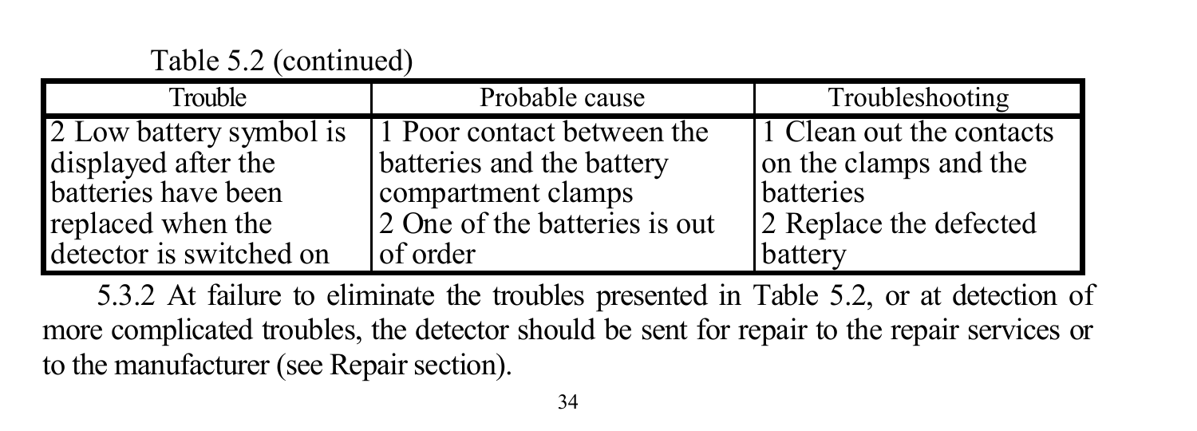Table 5.2 (continued)

| Trouble | Probable cause | Troubleshooting |
|---|---|---|
| 2 Low battery symbol is displayed after the batteries have been replaced when the detector is switched on | 1 Poor contact between the batteries and the battery compartment clamps<br>2 One of the batteries is out of order | 1 Clean out the contacts on the clamps and the batteries<br>2 Replace the defected battery |

5.3.2 At failure to eliminate the troubles presented in Table 5.2, or at detection of more complicated troubles, the detector should be sent for repair to the repair services or to the manufacturer (see Repair section).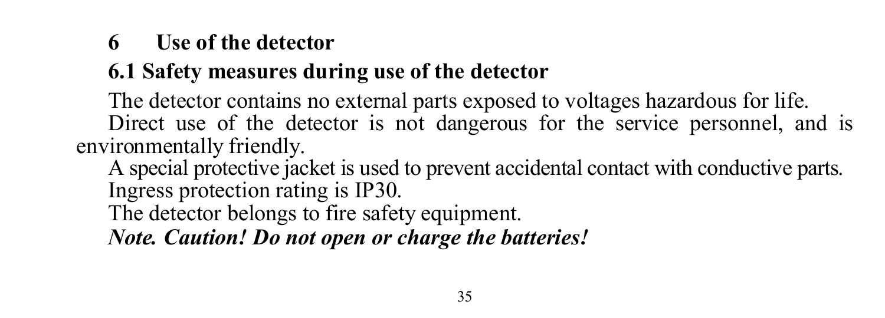# 6 Use of the detector

## 6.1 Safety measures during use of the detector

The detector contains no external parts exposed to voltages hazardous for life.

Direct use of the detector is not dangerous for the service personnel, and is environmentally friendly.

A special protective jacket is used to prevent accidental contact with conductive parts.

Ingress protection rating is IP30.

The detector belongs to fire safety equipment.

***Note. Caution! Do not open or charge the batteries!***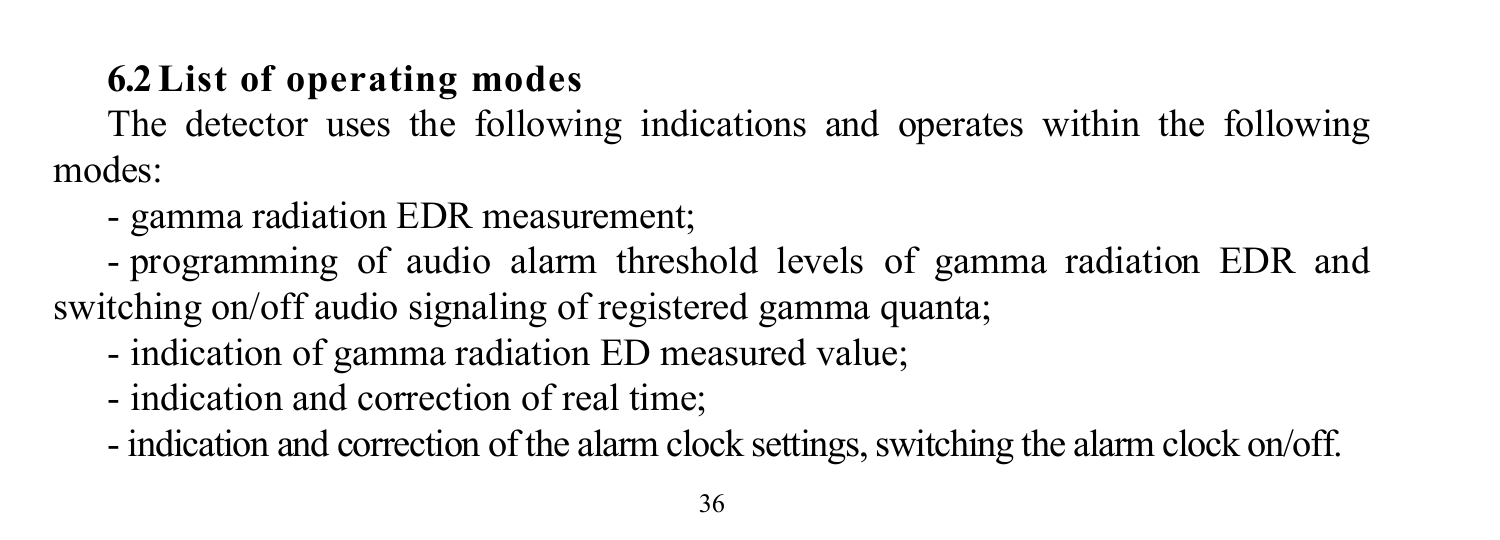### 6.2 List of operating modes

The detector uses the following indications and operates within the following modes:

- gamma radiation EDR measurement;
- programming of audio alarm threshold levels of gamma radiation EDR and switching on/off audio signaling of registered gamma quanta;
- indication of gamma radiation ED measured value;
- indication and correction of real time;
- indication and correction of the alarm clock settings, switching the alarm clock on/off.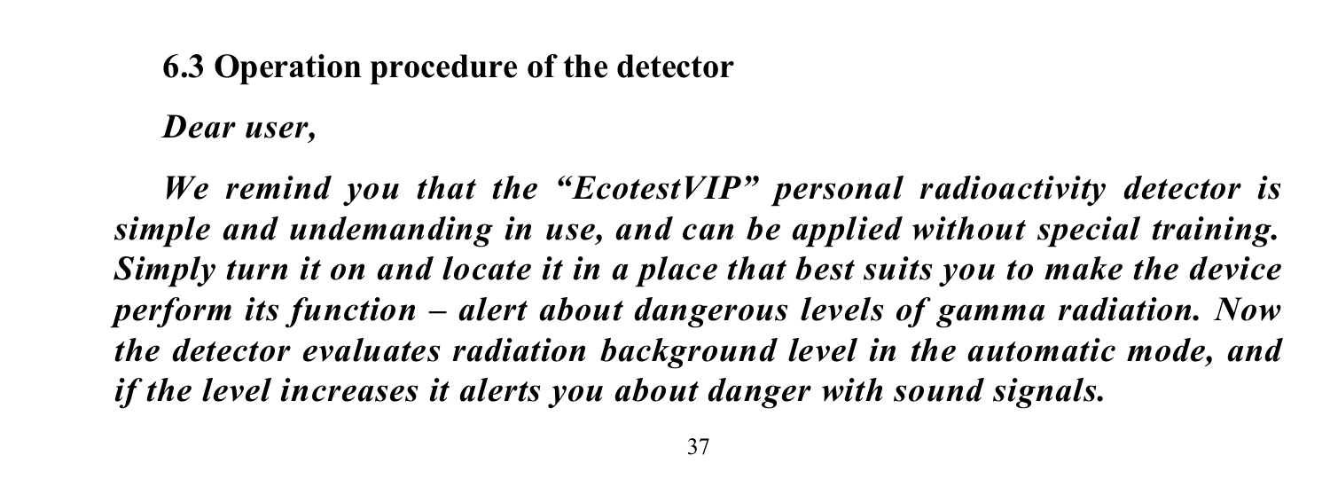### 6.3 Operation procedure of the detector

***Dear user,***

***We remind you that the "EcotestVIP" personal radioactivity detector is simple and undemanding in use, and can be applied without special training. Simply turn it on and locate it in a place that best suits you to make the device perform its function – alert about dangerous levels of gamma radiation. Now the detector evaluates radiation background level in the automatic mode, and if the level increases it alerts you about danger with sound signals.***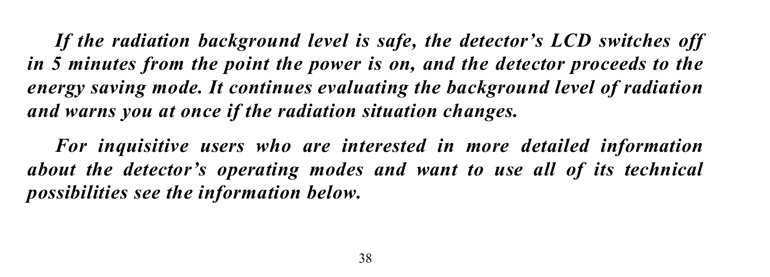***If the radiation background level is safe, the detector's LCD switches off in 5 minutes from the point the power is on, and the detector proceeds to the energy saving mode. It continues evaluating the background level of radiation and warns you at once if the radiation situation changes.***

***For inquisitive users who are interested in more detailed information about the detector's operating modes and want to use all of its technical possibilities see the information below.***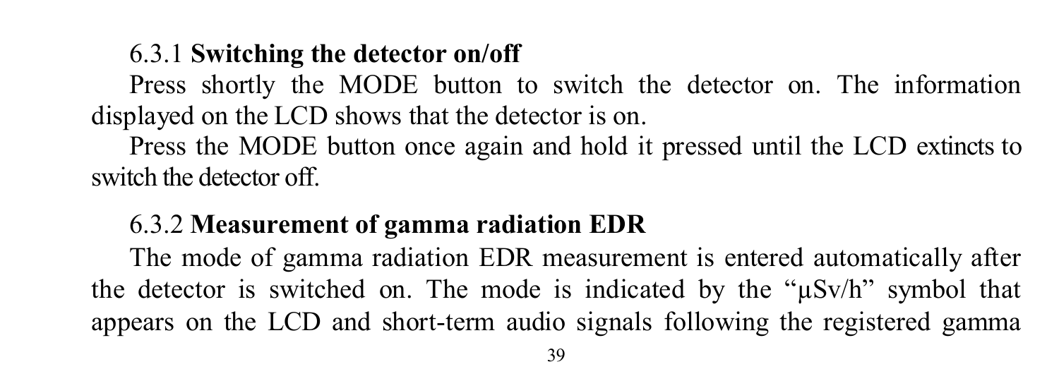#### 6.3.1 **Switching the detector on/off**

Press shortly the MODE button to switch the detector on. The information displayed on the LCD shows that the detector is on.

Press the MODE button once again and hold it pressed until the LCD extincts to switch the detector off.

#### 6.3.2 **Measurement of gamma radiation EDR**

The mode of gamma radiation EDR measurement is entered automatically after the detector is switched on. The mode is indicated by the "μSv/h" symbol that appears on the LCD and short-term audio signals following the registered gamma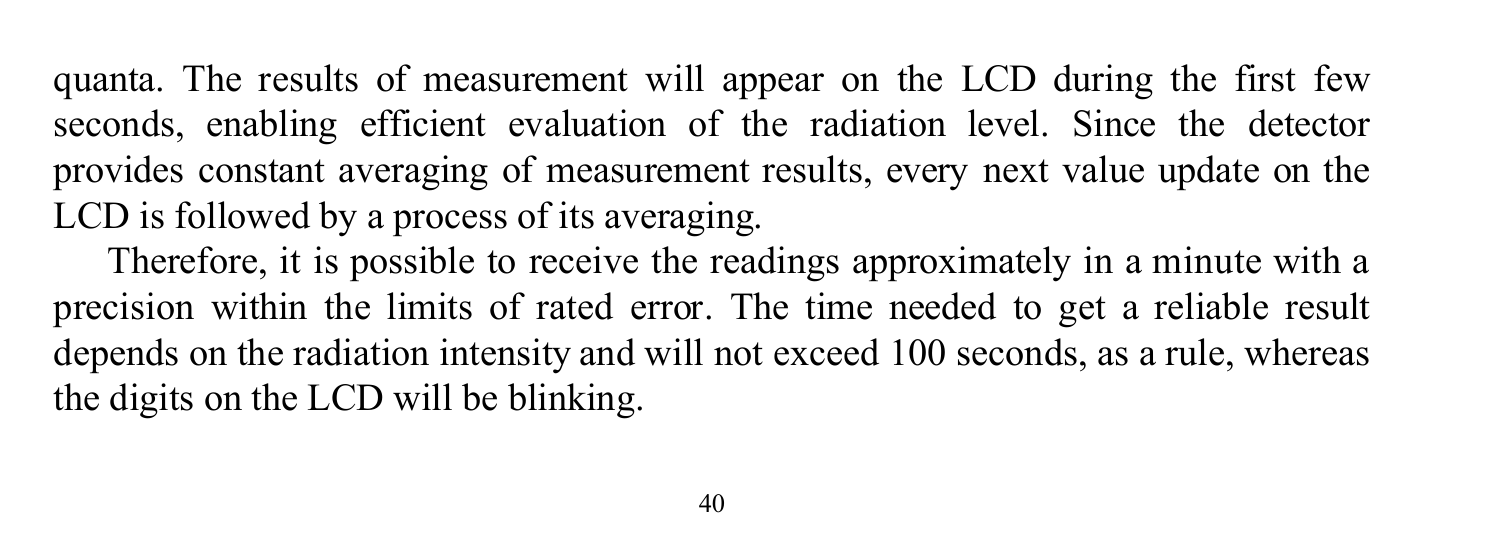quanta. The results of measurement will appear on the LCD during the first few seconds, enabling efficient evaluation of the radiation level. Since the detector provides constant averaging of measurement results, every next value update on the LCD is followed by a process of its averaging.

Therefore, it is possible to receive the readings approximately in a minute with a precision within the limits of rated error. The time needed to get a reliable result depends on the radiation intensity and will not exceed 100 seconds, as a rule, whereas the digits on the LCD will be blinking.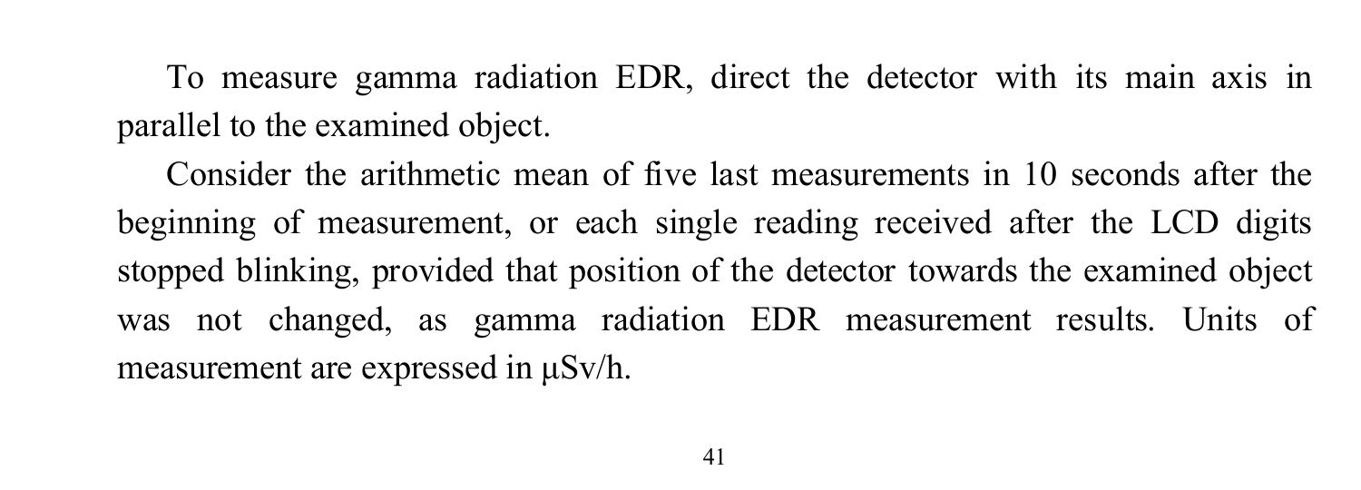To measure gamma radiation EDR, direct the detector with its main axis in parallel to the examined object.

Consider the arithmetic mean of five last measurements in 10 seconds after the beginning of measurement, or each single reading received after the LCD digits stopped blinking, provided that position of the detector towards the examined object was not changed, as gamma radiation EDR measurement results. Units of measurement are expressed in μSv/h.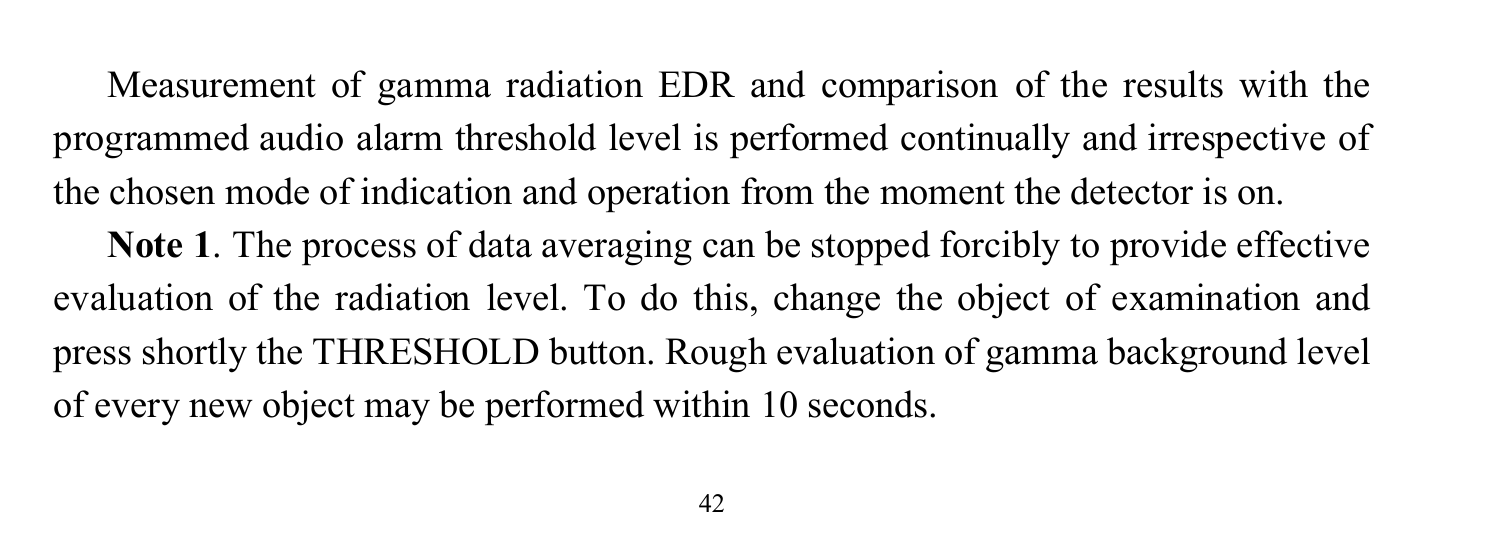Measurement of gamma radiation EDR and comparison of the results with the programmed audio alarm threshold level is performed continually and irrespective of the chosen mode of indication and operation from the moment the detector is on.

**Note 1**. The process of data averaging can be stopped forcibly to provide effective evaluation of the radiation level. To do this, change the object of examination and press shortly the THRESHOLD button. Rough evaluation of gamma background level of every new object may be performed within 10 seconds.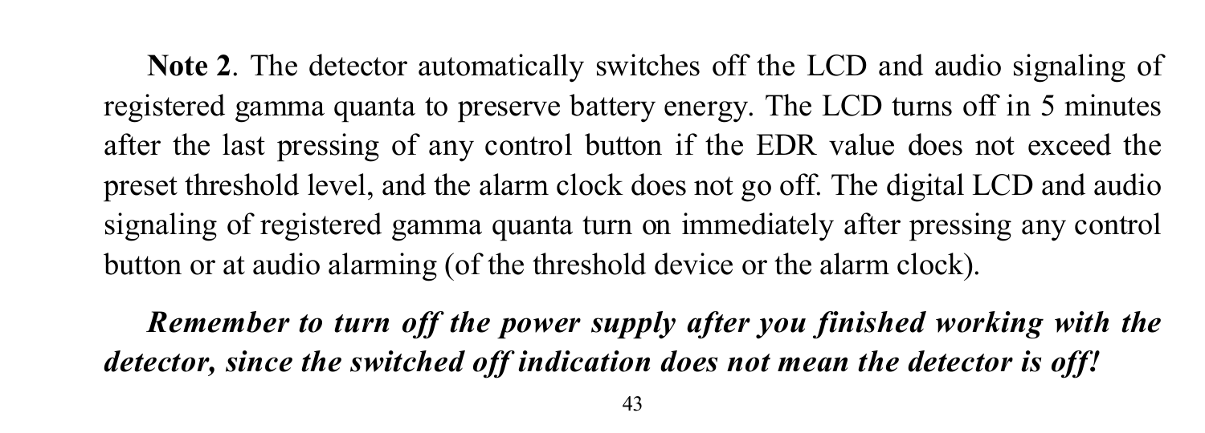**Note 2**. The detector automatically switches off the LCD and audio signaling of registered gamma quanta to preserve battery energy. The LCD turns off in 5 minutes after the last pressing of any control button if the EDR value does not exceed the preset threshold level, and the alarm clock does not go off. The digital LCD and audio signaling of registered gamma quanta turn on immediately after pressing any control button or at audio alarming (of the threshold device or the alarm clock).

***Remember to turn off the power supply after you finished working with the detector, since the switched off indication does not mean the detector is off!***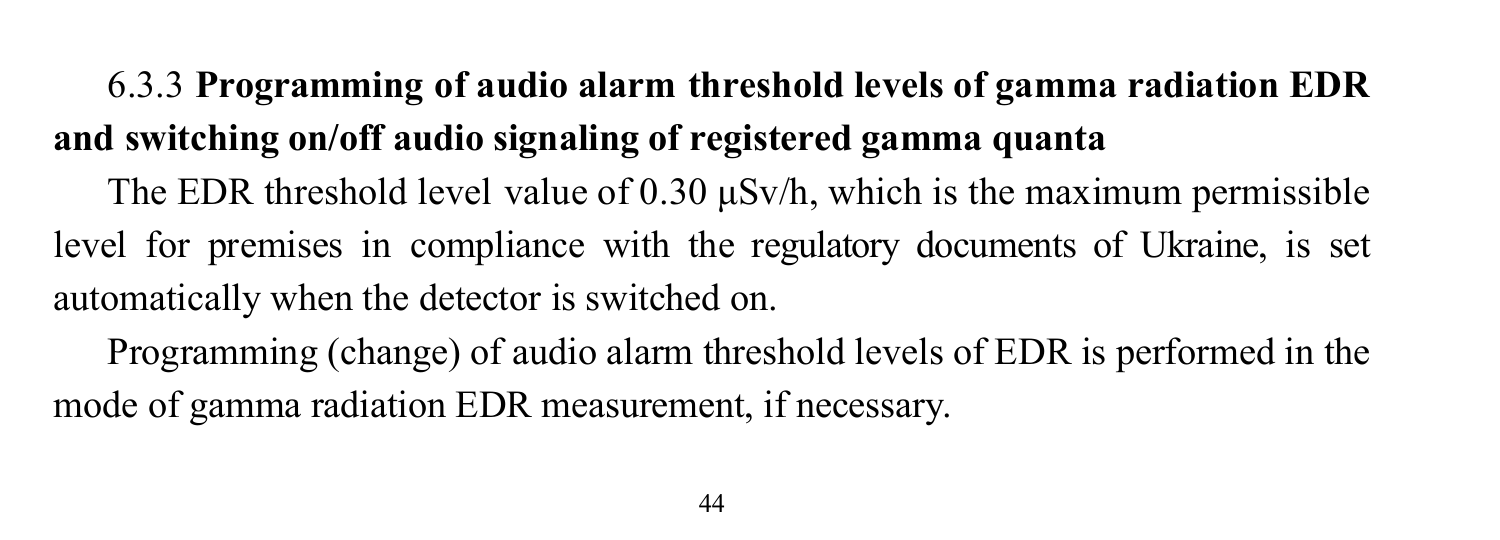6.3.3 **Programming of audio alarm threshold levels of gamma radiation EDR and switching on/off audio signaling of registered gamma quanta**

The EDR threshold level value of 0.30 μSv/h, which is the maximum permissible level for premises in compliance with the regulatory documents of Ukraine, is set automatically when the detector is switched on.

Programming (change) of audio alarm threshold levels of EDR is performed in the mode of gamma radiation EDR measurement, if necessary.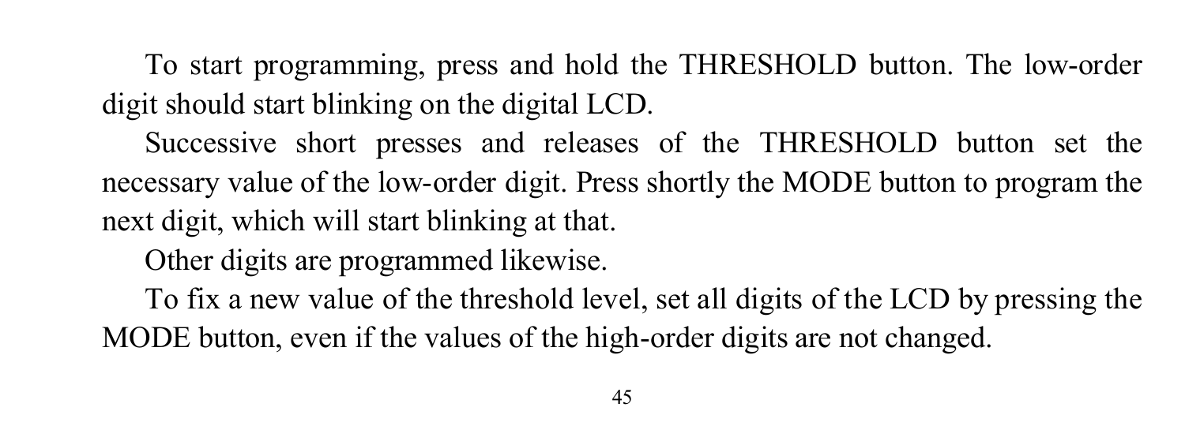To start programming, press and hold the THRESHOLD button. The low-order digit should start blinking on the digital LCD.

Successive short presses and releases of the THRESHOLD button set the necessary value of the low-order digit. Press shortly the MODE button to program the next digit, which will start blinking at that.

Other digits are programmed likewise.

To fix a new value of the threshold level, set all digits of the LCD by pressing the MODE button, even if the values of the high-order digits are not changed.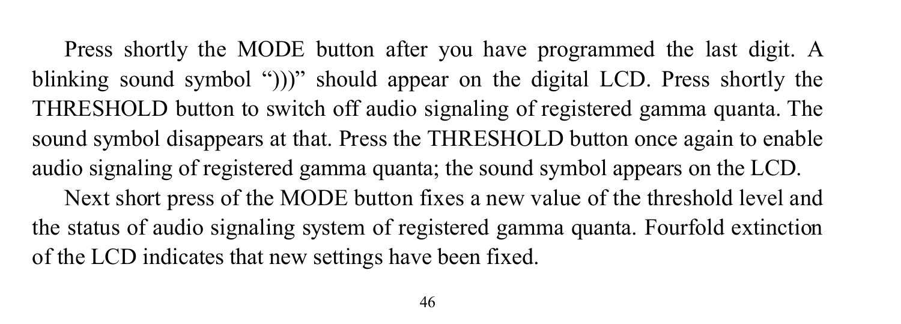Press shortly the MODE button after you have programmed the last digit. A blinking sound symbol “)))” should appear on the digital LCD. Press shortly the THRESHOLD button to switch off audio signaling of registered gamma quanta. The sound symbol disappears at that. Press the THRESHOLD button once again to enable audio signaling of registered gamma quanta; the sound symbol appears on the LCD.

Next short press of the MODE button fixes a new value of the threshold level and the status of audio signaling system of registered gamma quanta. Fourfold extinction of the LCD indicates that new settings have been fixed.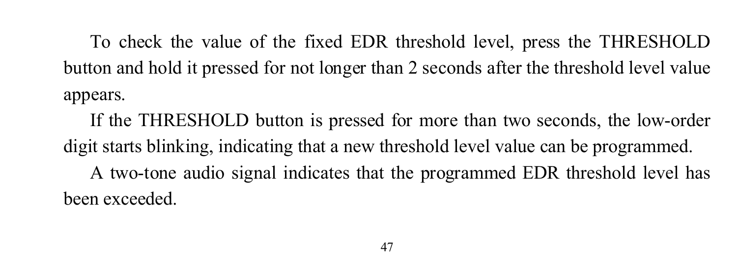To check the value of the fixed EDR threshold level, press the THRESHOLD button and hold it pressed for not longer than 2 seconds after the threshold level value appears.

If the THRESHOLD button is pressed for more than two seconds, the low-order digit starts blinking, indicating that a new threshold level value can be programmed.

A two-tone audio signal indicates that the programmed EDR threshold level has been exceeded.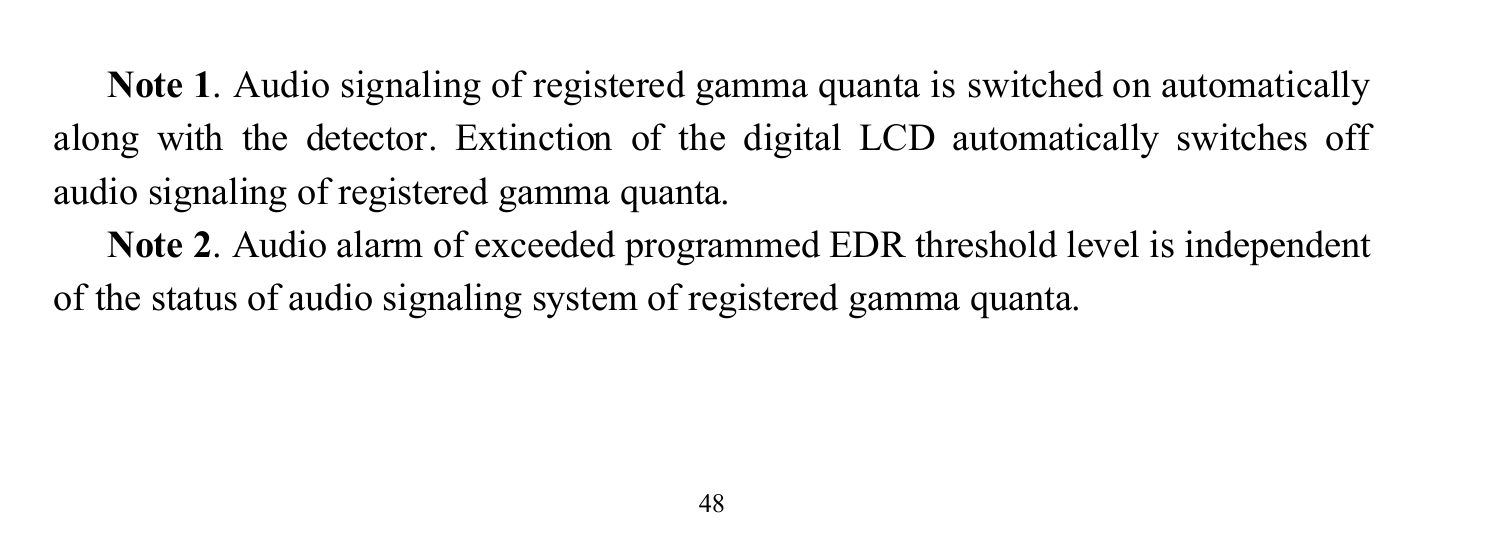**Note 1**. Audio signaling of registered gamma quanta is switched on automatically along with the detector. Extinction of the digital LCD automatically switches off audio signaling of registered gamma quanta.

**Note 2**. Audio alarm of exceeded programmed EDR threshold level is independent of the status of audio signaling system of registered gamma quanta.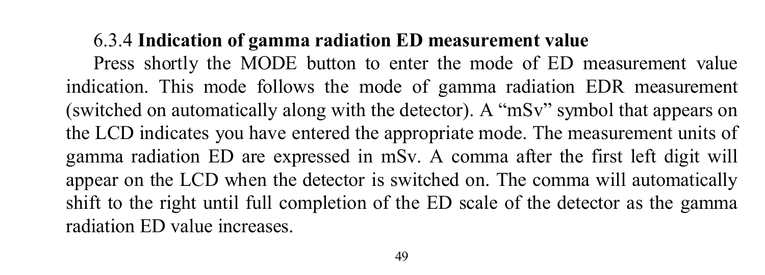### 6.3.4 **Indication of gamma radiation ED measurement value**

Press shortly the MODE button to enter the mode of ED measurement value indication. This mode follows the mode of gamma radiation EDR measurement (switched on automatically along with the detector). A "mSv" symbol that appears on the LCD indicates you have entered the appropriate mode. The measurement units of gamma radiation ED are expressed in mSv. A comma after the first left digit will appear on the LCD when the detector is switched on. The comma will automatically shift to the right until full completion of the ED scale of the detector as the gamma radiation ED value increases.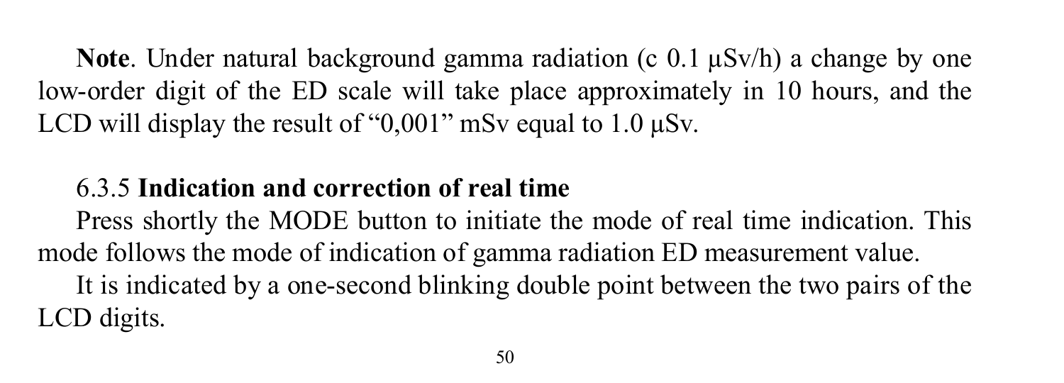**Note**. Under natural background gamma radiation (c 0.1 μSv/h) a change by one low-order digit of the ED scale will take place approximately in 10 hours, and the LCD will display the result of "0,001" mSv equal to 1.0 μSv.

### 6.3.5 Indication and correction of real time

Press shortly the MODE button to initiate the mode of real time indication. This mode follows the mode of indication of gamma radiation ED measurement value.

It is indicated by a one-second blinking double point between the two pairs of the LCD digits.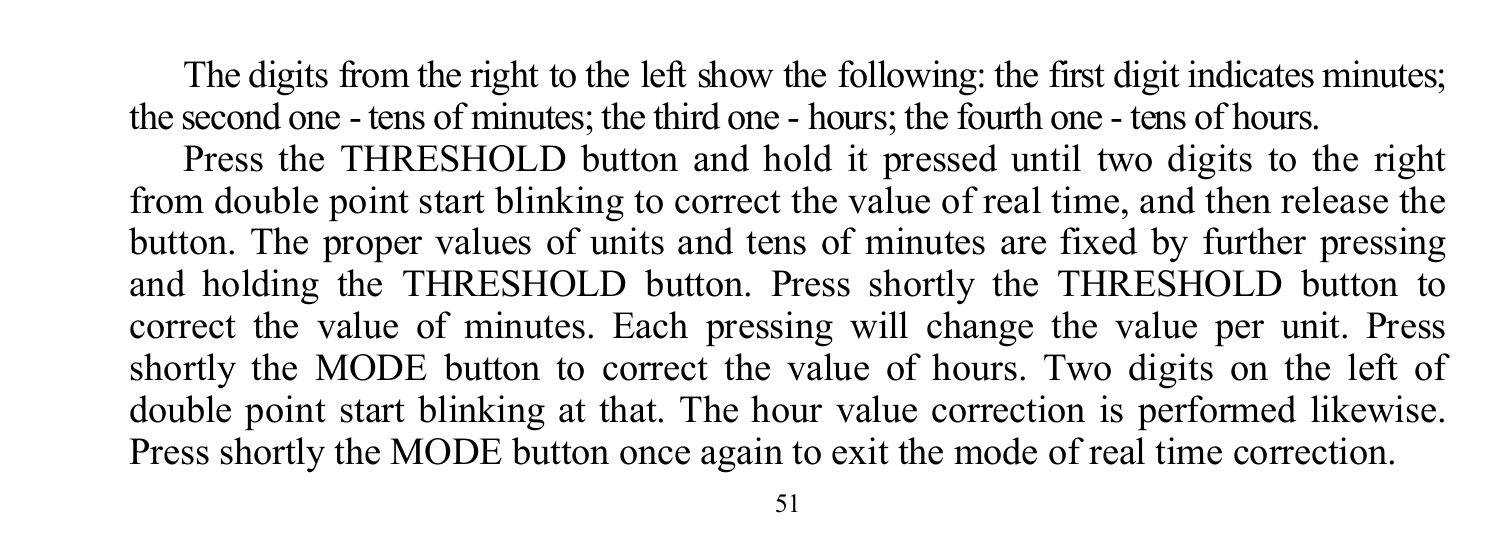The digits from the right to the left show the following: the first digit indicates minutes; the second one - tens of minutes; the third one - hours; the fourth one - tens of hours.

Press the THRESHOLD button and hold it pressed until two digits to the right from double point start blinking to correct the value of real time, and then release the button. The proper values of units and tens of minutes are fixed by further pressing and holding the THRESHOLD button. Press shortly the THRESHOLD button to correct the value of minutes. Each pressing will change the value per unit. Press shortly the MODE button to correct the value of hours. Two digits on the left of double point start blinking at that. The hour value correction is performed likewise. Press shortly the MODE button once again to exit the mode of real time correction.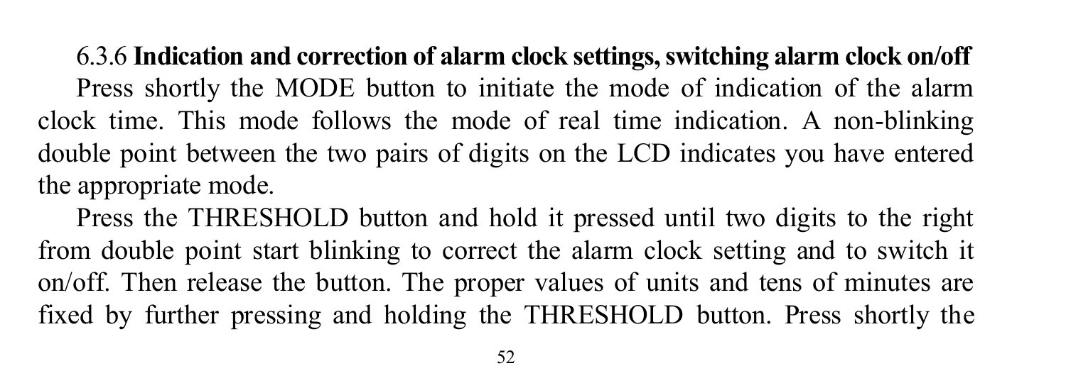#### 6.3.6 **Indication and correction of alarm clock settings, switching alarm clock on/off**

Press shortly the MODE button to initiate the mode of indication of the alarm clock time. This mode follows the mode of real time indication. A non-blinking double point between the two pairs of digits on the LCD indicates you have entered the appropriate mode.

Press the THRESHOLD button and hold it pressed until two digits to the right from double point start blinking to correct the alarm clock setting and to switch it on/off. Then release the button. The proper values of units and tens of minutes are fixed by further pressing and holding the THRESHOLD button. Press shortly the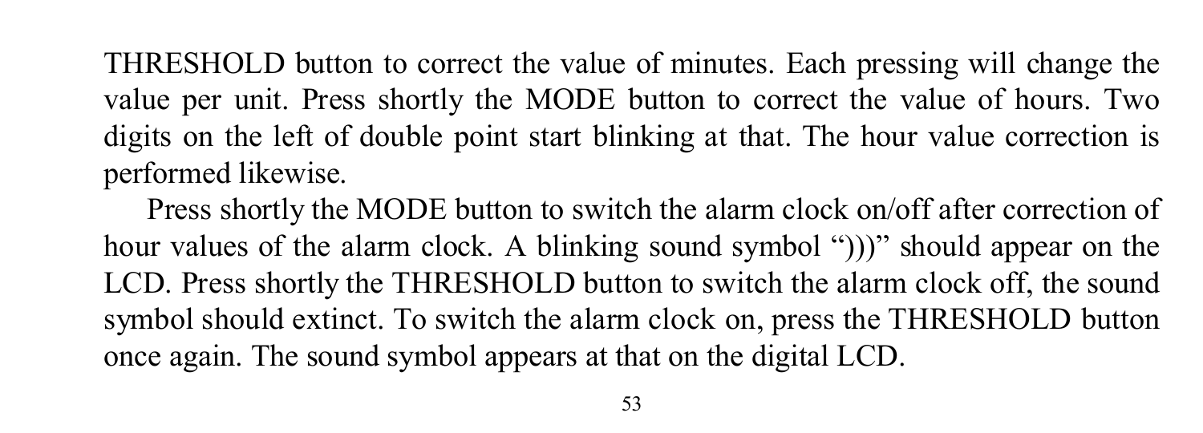THRESHOLD button to correct the value of minutes. Each pressing will change the value per unit. Press shortly the MODE button to correct the value of hours. Two digits on the left of double point start blinking at that. The hour value correction is performed likewise.

Press shortly the MODE button to switch the alarm clock on/off after correction of hour values of the alarm clock. A blinking sound symbol “)))” should appear on the LCD. Press shortly the THRESHOLD button to switch the alarm clock off, the sound symbol should extinct. To switch the alarm clock on, press the THRESHOLD button once again. The sound symbol appears at that on the digital LCD.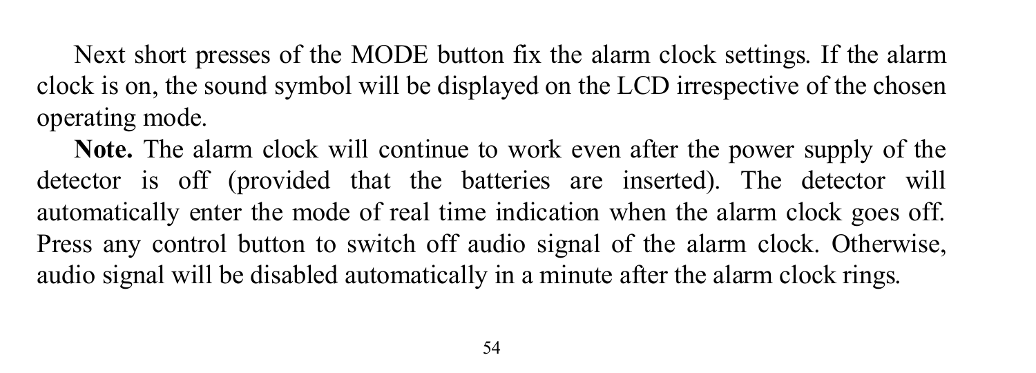Next short presses of the MODE button fix the alarm clock settings. If the alarm clock is on, the sound symbol will be displayed on the LCD irrespective of the chosen operating mode.

**Note.** The alarm clock will continue to work even after the power supply of the detector is off (provided that the batteries are inserted). The detector will automatically enter the mode of real time indication when the alarm clock goes off. Press any control button to switch off audio signal of the alarm clock. Otherwise, audio signal will be disabled automatically in a minute after the alarm clock rings.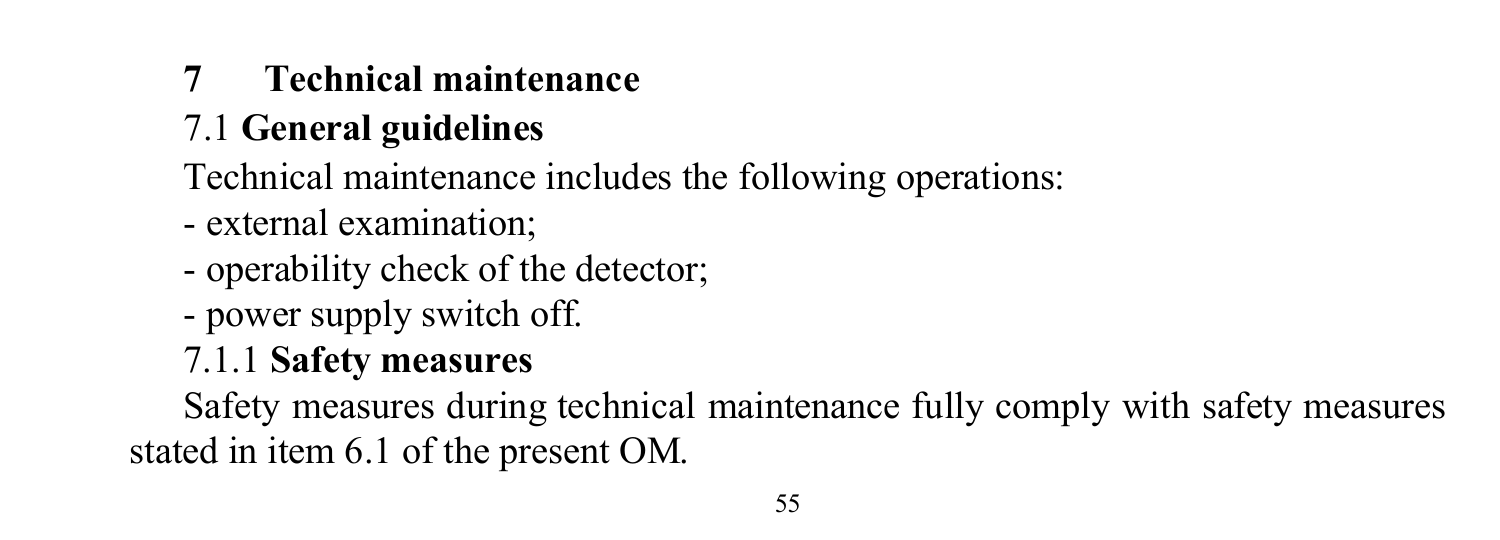# 7 Technical maintenance

## 7.1 General guidelines

Technical maintenance includes the following operations:

- external examination;
- operability check of the detector;
- power supply switch off.

### 7.1.1 Safety measures

Safety measures during technical maintenance fully comply with safety measures stated in item 6.1 of the present OM.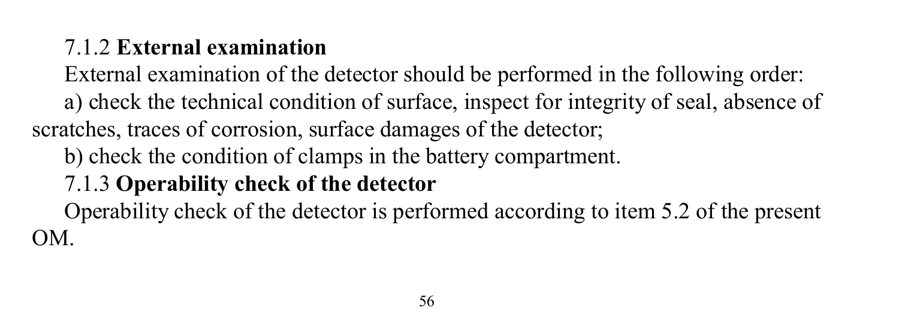7.1.2 **External examination**

External examination of the detector should be performed in the following order:

a) check the technical condition of surface, inspect for integrity of seal, absence of scratches, traces of corrosion, surface damages of the detector;

b) check the condition of clamps in the battery compartment.

7.1.3 **Operability check of the detector**

Operability check of the detector is performed according to item 5.2 of the present OM.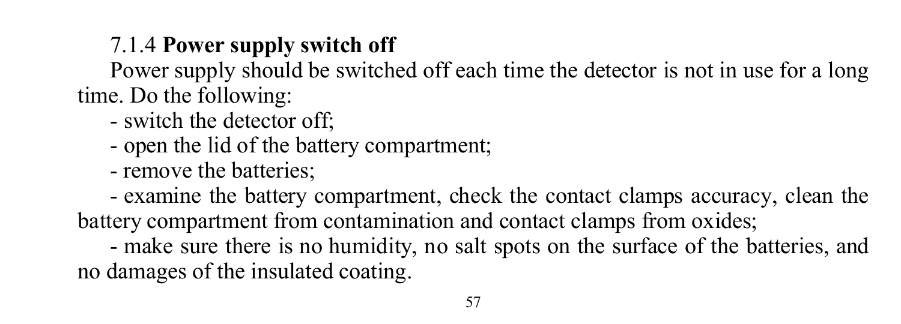#### 7.1.4 **Power supply switch off**

Power supply should be switched off each time the detector is not in use for a long time. Do the following:

- switch the detector off;
- open the lid of the battery compartment;
- remove the batteries;
- examine the battery compartment, check the contact clamps accuracy, clean the battery compartment from contamination and contact clamps from oxides;
- make sure there is no humidity, no salt spots on the surface of the batteries, and no damages of the insulated coating.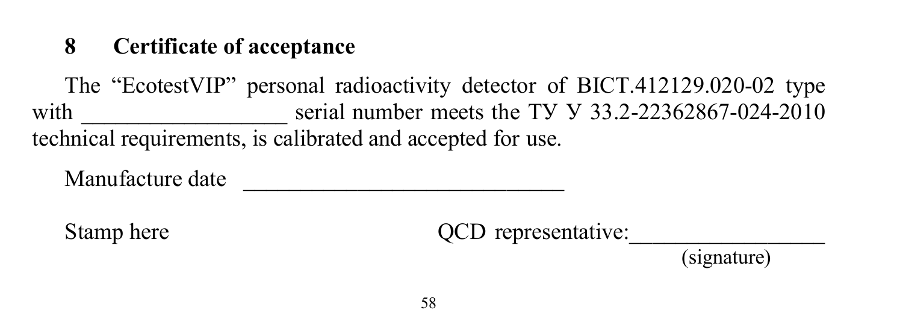## 8 Certificate of acceptance

The “EcotestVIP” personal radioactivity detector of BICT.412129.020-02 type with __________________ serial number meets the ТУ У 33.2-22362867-024-2010 technical requirements, is calibrated and accepted for use.

Manufacture date ____________________________

Stamp here QCD representative:_________________
(signature)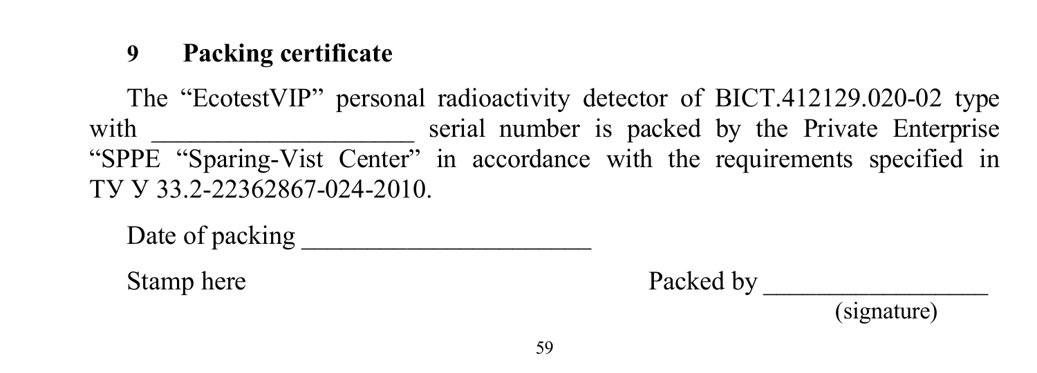## 9 Packing certificate

The “EcotestVIP” personal radioactivity detector of BICT.412129.020-02 type with ____________________ serial number is packed by the Private Enterprise “SPPE “Sparing-Vist Center” in accordance with the requirements specified in ТУ У 33.2-22362867-024-2010.

Date of packing ______________________

Stamp here

Packed by _________________
(signature)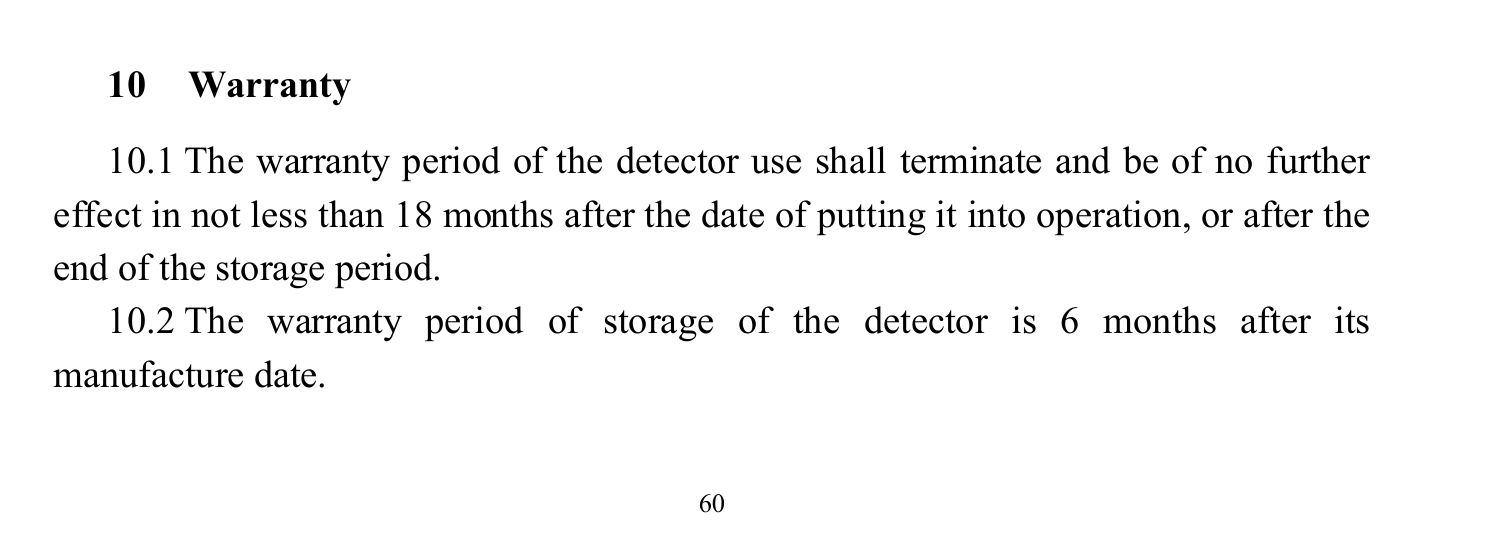## 10 Warranty

10.1 The warranty period of the detector use shall terminate and be of no further effect in not less than 18 months after the date of putting it into operation, or after the end of the storage period.

10.2 The warranty period of storage of the detector is 6 months after its manufacture date.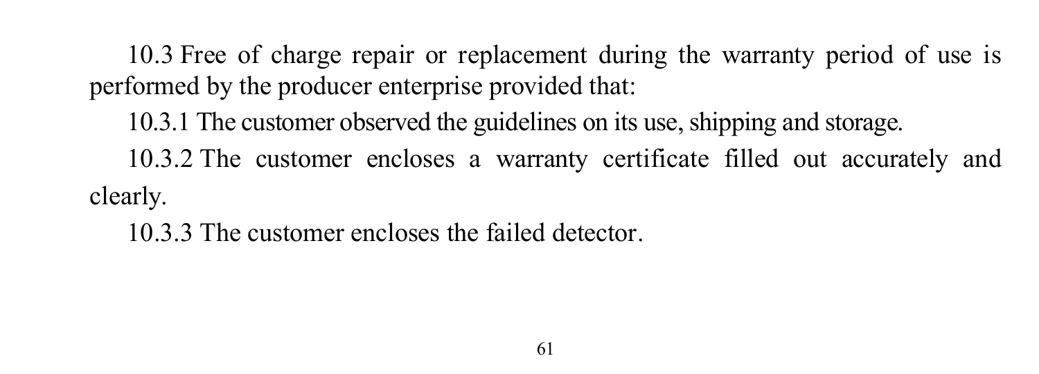10.3 Free of charge repair or replacement during the warranty period of use is performed by the producer enterprise provided that:

10.3.1 The customer observed the guidelines on its use, shipping and storage.

10.3.2 The customer encloses a warranty certificate filled out accurately and clearly.

10.3.3 The customer encloses the failed detector.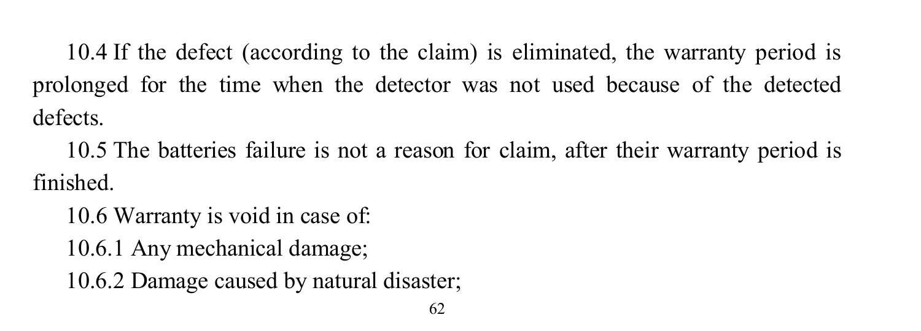10.4 If the defect (according to the claim) is eliminated, the warranty period is prolonged for the time when the detector was not used because of the detected defects.

10.5 The batteries failure is not a reason for claim, after their warranty period is finished.

10.6 Warranty is void in case of:

10.6.1 Any mechanical damage;

10.6.2 Damage caused by natural disaster;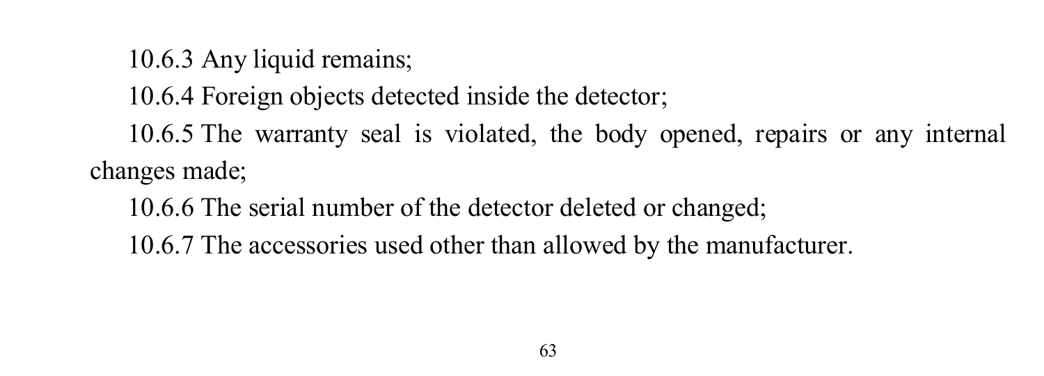10.6.3 Any liquid remains;

10.6.4 Foreign objects detected inside the detector;

10.6.5 The warranty seal is violated, the body opened, repairs or any internal changes made;

10.6.6 The serial number of the detector deleted or changed;

10.6.7 The accessories used other than allowed by the manufacturer.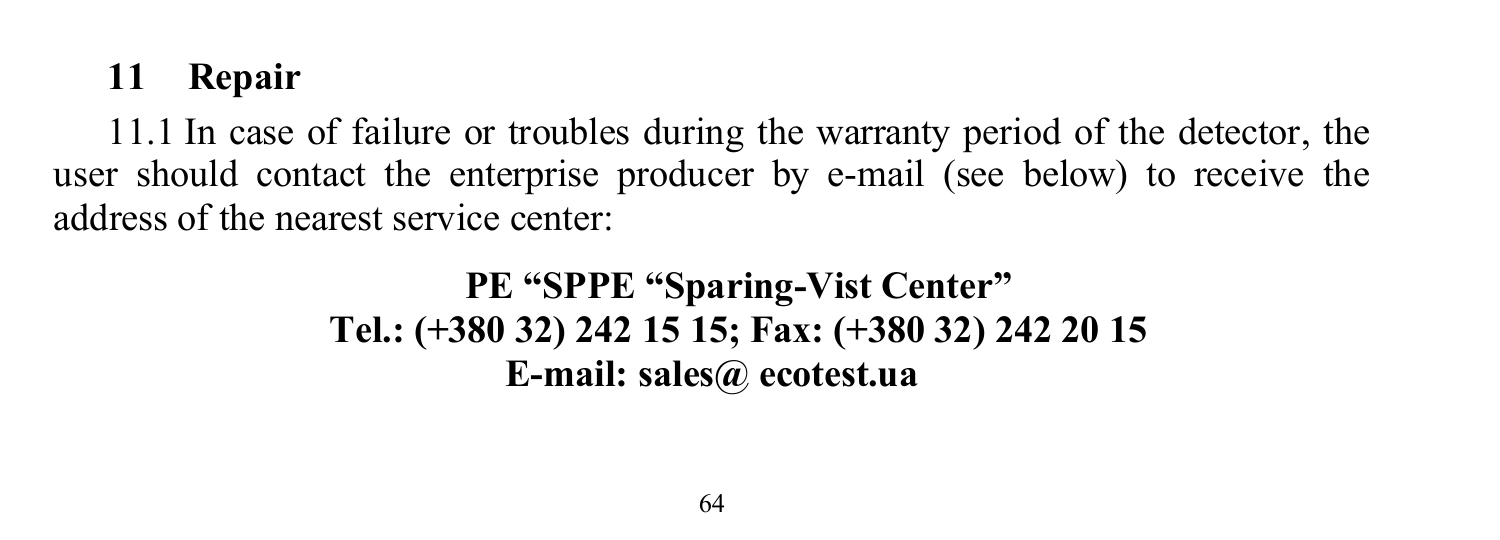## 11 Repair

11.1 In case of failure or troubles during the warranty period of the detector, the user should contact the enterprise producer by e-mail (see below) to receive the address of the nearest service center:

**PE “SPPE “Sparing-Vist Center”**
**Tel.: (+380 32) 242 15 15; Fax: (+380 32) 242 20 15**
**E-mail: sales@ ecotest.ua**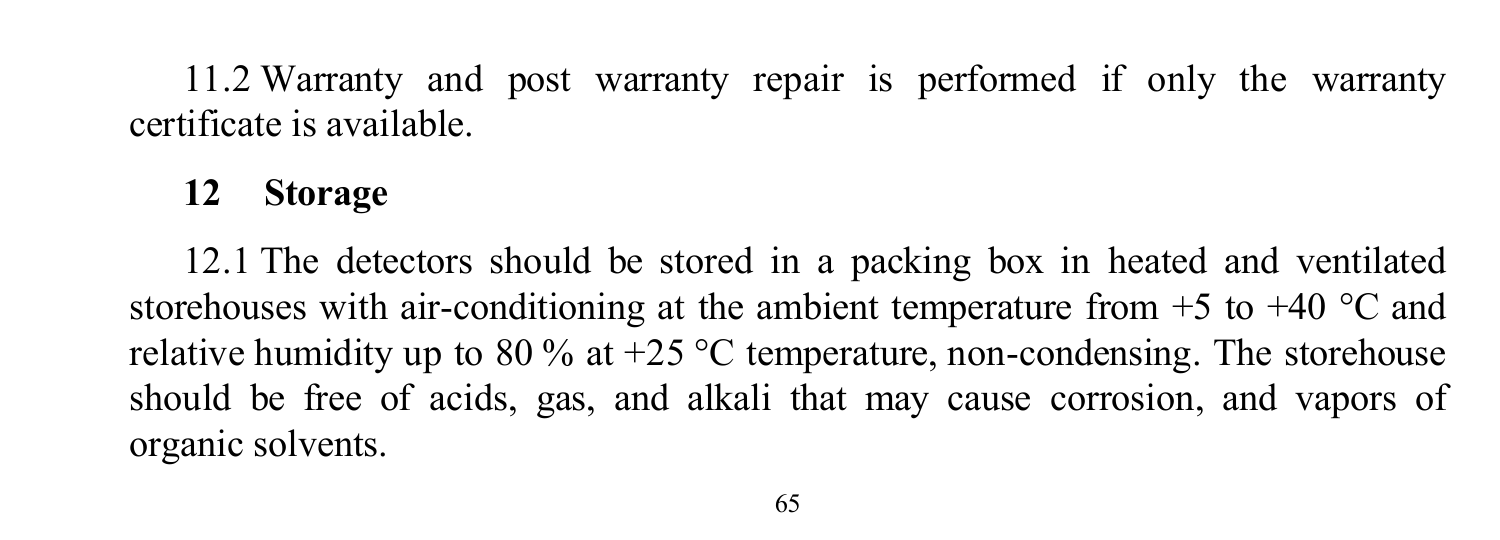11.2 Warranty and post warranty repair is performed if only the warranty certificate is available.

## 12 Storage

12.1 The detectors should be stored in a packing box in heated and ventilated storehouses with air-conditioning at the ambient temperature from +5 to +40 °C and relative humidity up to 80 % at +25 °C temperature, non-condensing. The storehouse should be free of acids, gas, and alkali that may cause corrosion, and vapors of organic solvents.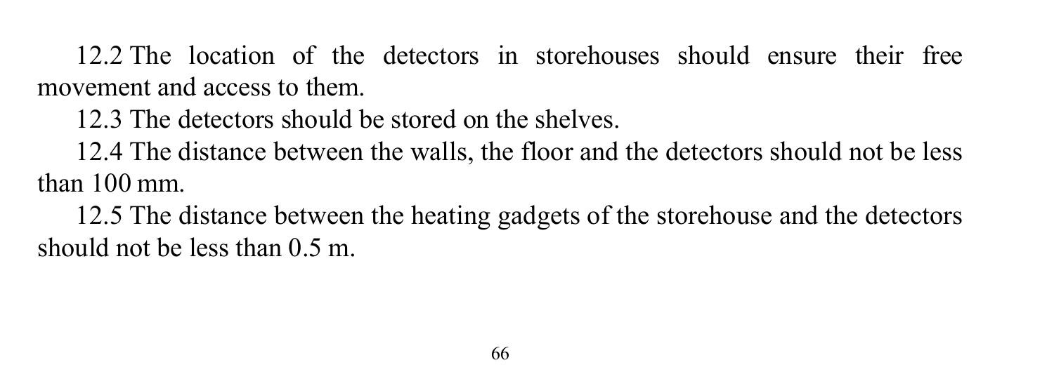12.2 The location of the detectors in storehouses should ensure their free movement and access to them.

12.3 The detectors should be stored on the shelves.

12.4 The distance between the walls, the floor and the detectors should not be less than 100 mm.

12.5 The distance between the heating gadgets of the storehouse and the detectors should not be less than 0.5 m.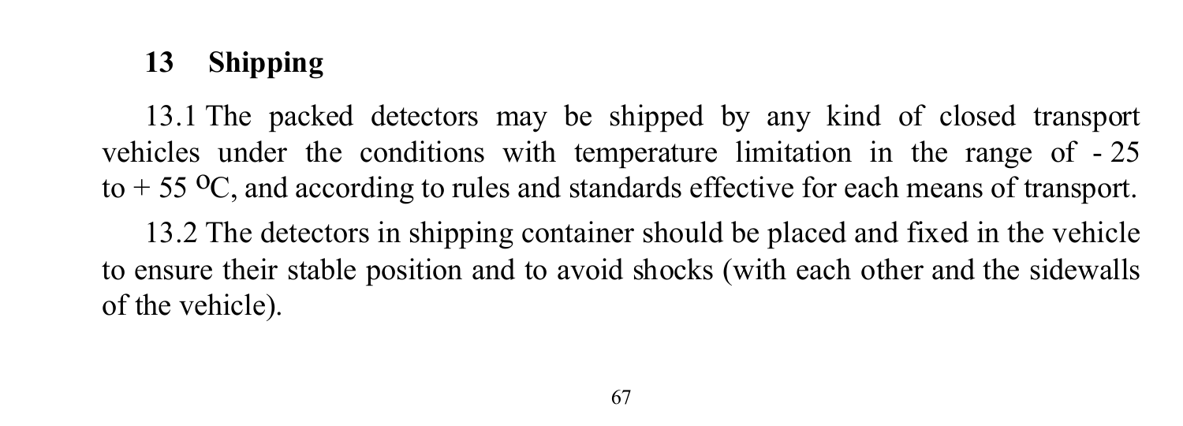## 13 Shipping

13.1 The packed detectors may be shipped by any kind of closed transport vehicles under the conditions with temperature limitation in the range of - 25 to + 55 °C, and according to rules and standards effective for each means of transport.

13.2 The detectors in shipping container should be placed and fixed in the vehicle to ensure their stable position and to avoid shocks (with each other and the sidewalls of the vehicle).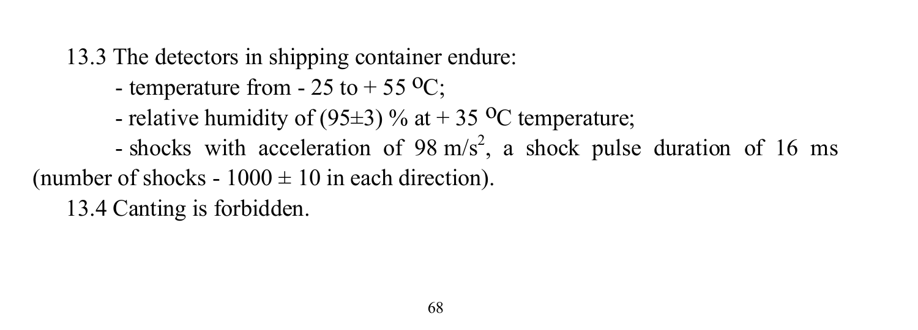13.3 The detectors in shipping container endure:

- temperature from - 25 to + 55 °C;
- relative humidity of (95±3) % at + 35 °C temperature;
- shocks with acceleration of 98 $m/s^2$, a shock pulse duration of 16 ms (number of shocks - 1000 ± 10 in each direction).

13.4 Canting is forbidden.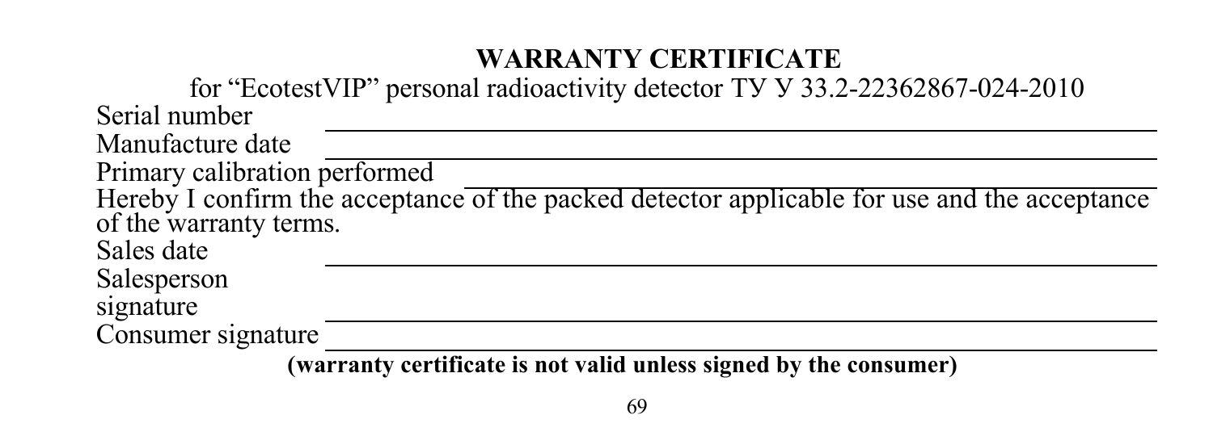# WARRANTY CERTIFICATE

for “EcotestVIP” personal radioactivity detector ТУ У 33.2-22362867-024-2010

Serial number \_\_\_\_\_\_\_\_\_\_\_\_\_\_\_\_\_\_\_\_\_\_\_\_\_\_\_\_\_\_\_\_\_\_\_\_\_\_\_\_

Manufacture date \_\_\_\_\_\_\_\_\_\_\_\_\_\_\_\_\_\_\_\_\_\_\_\_\_\_\_\_\_\_\_\_\_\_\_\_\_\_\_\_

Primary calibration performed \_\_\_\_\_\_\_\_\_\_\_\_\_\_\_\_\_\_\_\_\_\_\_\_\_\_\_\_\_\_\_\_\_\_\_\_\_\_\_\_

Hereby I confirm the acceptance of the packed detector applicable for use and the acceptance of the warranty terms.

Sales date \_\_\_\_\_\_\_\_\_\_\_\_\_\_\_\_\_\_\_\_\_\_\_\_\_\_\_\_\_\_\_\_\_\_\_\_\_\_\_\_

Salesperson signature \_\_\_\_\_\_\_\_\_\_\_\_\_\_\_\_\_\_\_\_\_\_\_\_\_\_\_\_\_\_\_\_\_\_\_\_\_\_\_\_

Consumer signature \_\_\_\_\_\_\_\_\_\_\_\_\_\_\_\_\_\_\_\_\_\_\_\_\_\_\_\_\_\_\_\_\_\_\_\_\_\_\_\_

**(warranty certificate is not valid unless signed by the consumer)**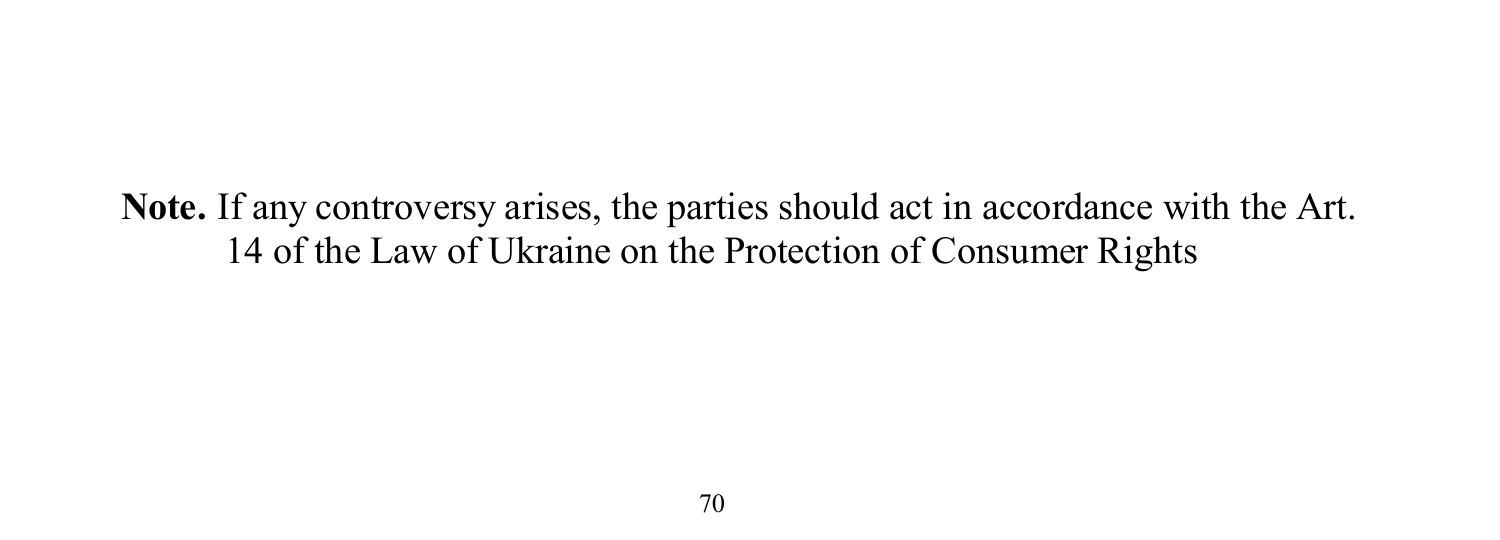**Note.** If any controversy arises, the parties should act in accordance with the Art. 14 of the Law of Ukraine on the Protection of Consumer Rights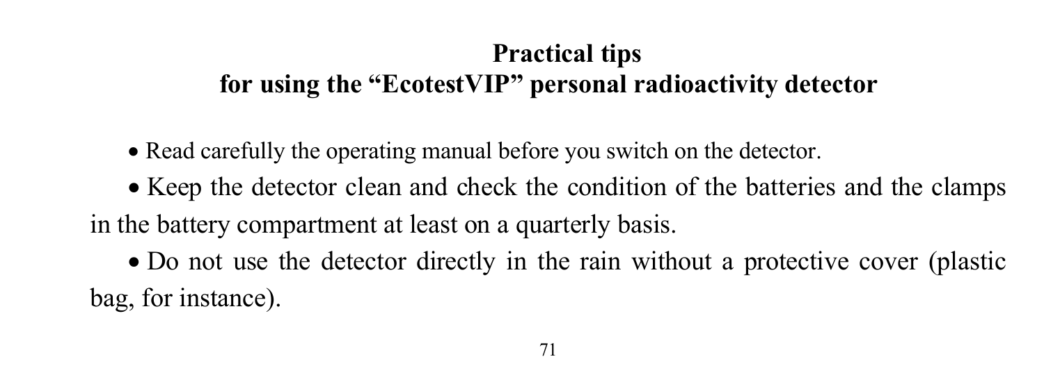# Practical tips for using the “EcotestVIP” personal radioactivity detector

- Read carefully the operating manual before you switch on the detector.
- Keep the detector clean and check the condition of the batteries and the clamps in the battery compartment at least on a quarterly basis.
- Do not use the detector directly in the rain without a protective cover (plastic bag, for instance).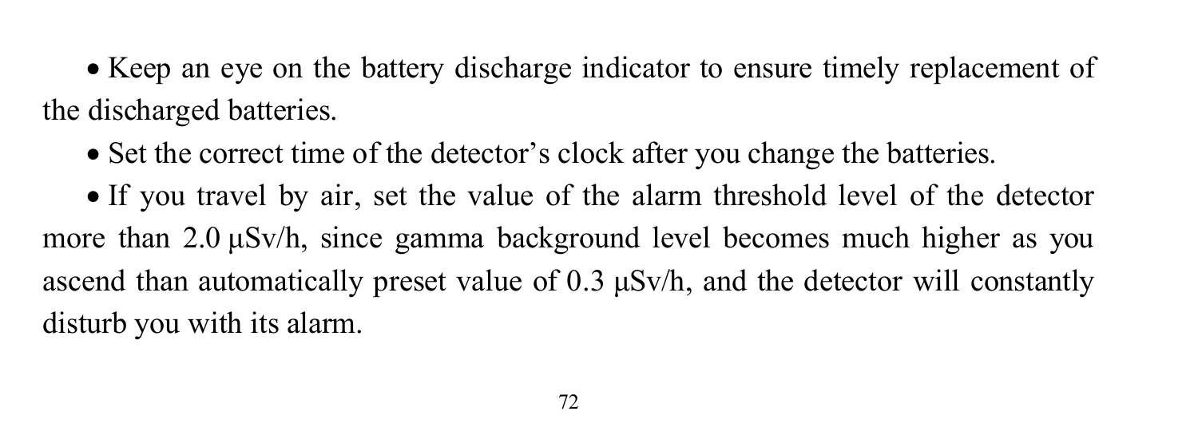- Keep an eye on the battery discharge indicator to ensure timely replacement of the discharged batteries.
- Set the correct time of the detector's clock after you change the batteries.
- If you travel by air, set the value of the alarm threshold level of the detector more than 2.0 μSv/h, since gamma background level becomes much higher as you ascend than automatically preset value of 0.3 μSv/h, and the detector will constantly disturb you with its alarm.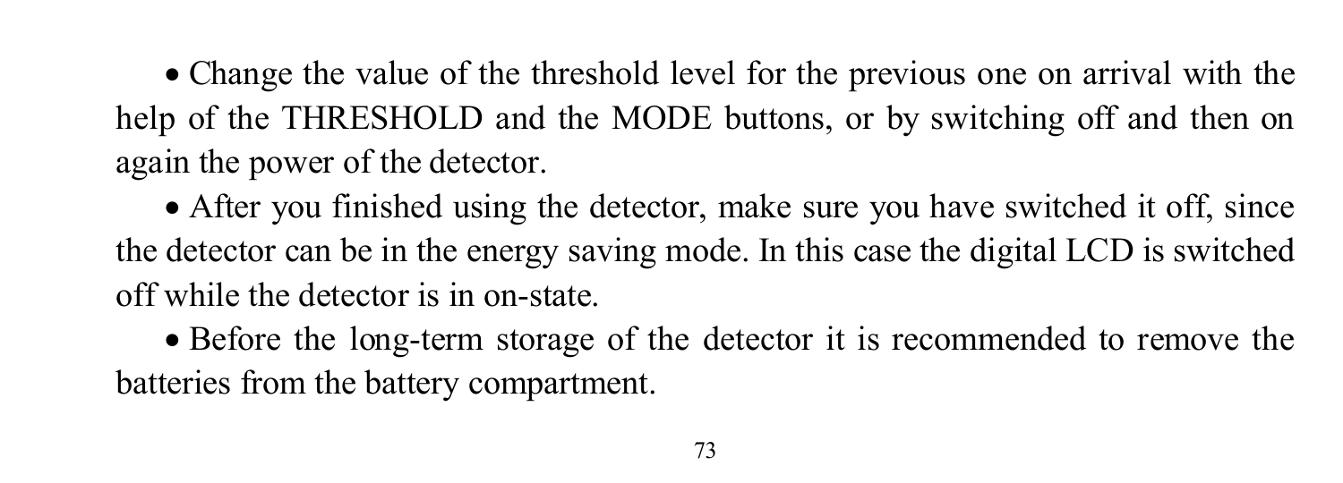- Change the value of the threshold level for the previous one on arrival with the help of the THRESHOLD and the MODE buttons, or by switching off and then on again the power of the detector.
- After you finished using the detector, make sure you have switched it off, since the detector can be in the energy saving mode. In this case the digital LCD is switched off while the detector is in on-state.
- Before the long-term storage of the detector it is recommended to remove the batteries from the battery compartment.